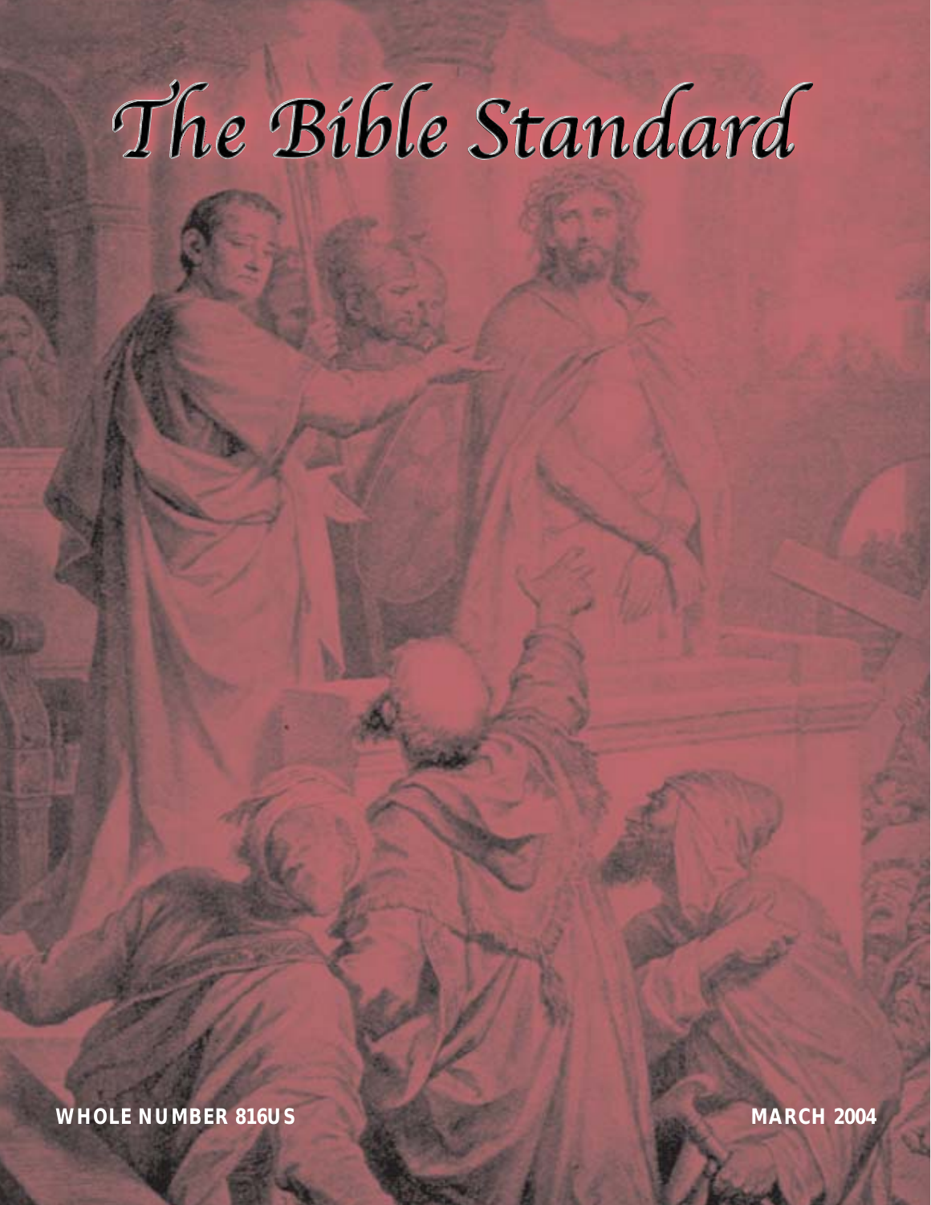# The Bible Standard

**WHOLE NUMBER 816US**

**MARCH 2004**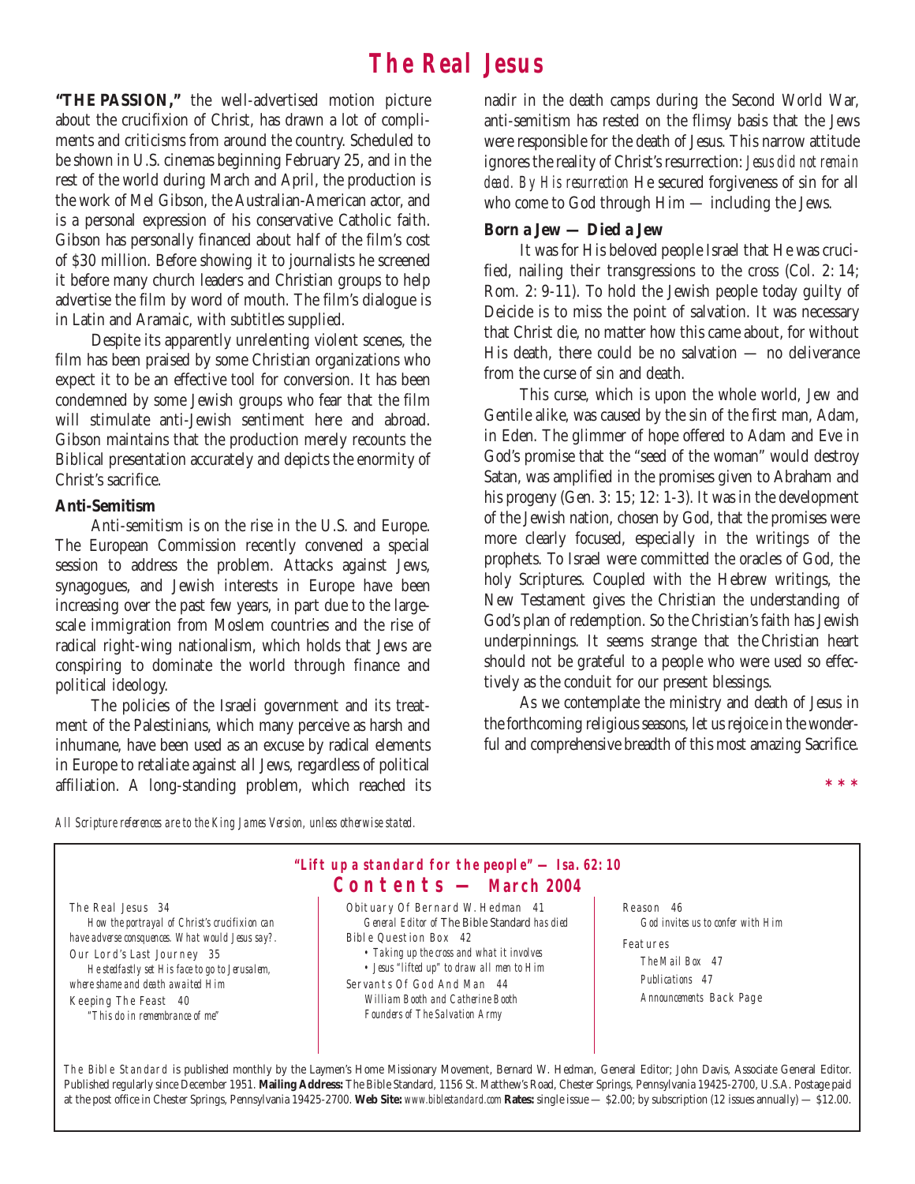# The Real Jesus

**"THE PASSION,"** the well-advertised motion picture about the crucifixion of Christ, has drawn a lot of compliments and criticisms from around the country. Scheduled to be shown in U.S. cinemas beginning February 25, and in the rest of the world during March and April, the production is the work of Mel Gibson, the Australian-American actor, and is a personal expression of his conservative Catholic faith. Gibson has personally financed about half of the film's cost of $30 million. Before showing it to journalists he screened it before many church leaders and Christian groups to help advertise the film by word of mouth. The film's dialogue is in Latin and Aramaic, with subtitles supplied.

Despite its apparently unrelenting violent scenes, the film has been praised by some Christian organizations who expect it to be an effective tool for conversion. It has been condemned by some Jewish groups who fear that the film will stimulate anti-Jewish sentiment here and abroad. Gibson maintains that the production merely recounts the Biblical presentation accurately and depicts the enormity of Christ's sacrifice.

### Anti-Semitism

Anti-semitism is on the rise in the U.S. and Europe. The European Commission recently convened a special session to address the problem. Attacks against Jews, synagogues, and Jewish interests in Europe have been increasing over the past few years, in part due to the large-scale immigration from Moslem countries and the rise of radical right-wing nationalism, which holds that Jews are conspiring to dominate the world through finance and political ideology.

The policies of the Israeli government and its treatment of the Palestinians, which many perceive as harsh and inhumane, have been used as an excuse by radical elements in Europe to retaliate against all Jews, regardless of political affiliation. A long-standing problem, which reached its nadir in the death camps during the Second World War, anti-semitism has rested on the flimsy basis that the Jews were responsible for the death of Jesus. This narrow attitude ignores the reality of Christ's resurrection: *Jesus did not remain dead. By His resurrection* He secured forgiveness of sin for all who come to God through Him — including the Jews.

### Born a Jew — Died a Jew

It was for His beloved people Israel that He was crucified, nailing their transgressions to the cross (Col. 2: 14; Rom. 2: 9-11). To hold the Jewish people today guilty of Deicide is to miss the point of salvation. It was necessary that Christ die, no matter how this came about, for without His death, there could be no salvation — no deliverance from the curse of sin and death.

This curse, which is upon the whole world, Jew and Gentile alike, was caused by the sin of the first man, Adam, in Eden. The glimmer of hope offered to Adam and Eve in God's promise that the "seed of the woman" would destroy Satan, was amplified in the promises given to Abraham and his progeny (Gen. 3: 15; 12: 1-3). It was in the development of the Jewish nation, chosen by God, that the promises were more clearly focused, especially in the writings of the prophets. To Israel were committed the oracles of God, the holy Scriptures. Coupled with the Hebrew writings, the New Testament gives the Christian the understanding of God's plan of redemption. So the Christian's faith has Jewish underpinnings. It seems strange that the Christian heart should not be grateful to a people who were used so effectively as the conduit for our present blessings.

As we contemplate the ministry and death of Jesus in the forthcoming religious seasons, let us rejoice in the wonderful and comprehensive breadth of this most amazing Sacrifice.

\* \* \*

*All Scripture references are to the King James Version, unless otherwise stated.*

---

**"Lift up a standard for the people" — Isa. 62: 10**

## Contents — March 2004

The Real Jesus 34
*How the portrayal of Christ's crucifixion can have adverse consquences. What would Jesus say?.*

Our Lord's Last Journey 35
*He stedfastly set His face to go to Jerusalem, where shame and death awaited Him*

Keeping The Feast 40
*"This do in remembrance of me"*

Obituary Of Bernard W. Hedman 41
*General Editor of* The Bible Standard *has died*

Bible Question Box 42
- *Taking up the cross and what it involves*
- *Jesus "lifted up" to draw all men to Him*

Servants Of God And Man 44
*William Booth and Catherine Booth Founders of The Salvation Army*

Reason 46
*God invites us to confer with Him*

Features
- *The Mail Box* 47
- *Publications* 47
- *Announcements* Back Page

*The Bible Standard* is published monthly by the Laymen's Home Missionary Movement, Bernard W. Hedman, General Editor; John Davis, Associate General Editor. Published regularly since December 1951. **Mailing Address:** The Bible Standard, 1156 St. Matthew's Road, Chester Springs, Pennsylvania 19425-2700, U.S.A. Postage paid at the post office in Chester Springs, Pennsylvania 19425-2700. **Web Site:** *www.biblestandard.com* **Rates:** single issue — $2.00; by subscription (12 issues annually) — $12.00.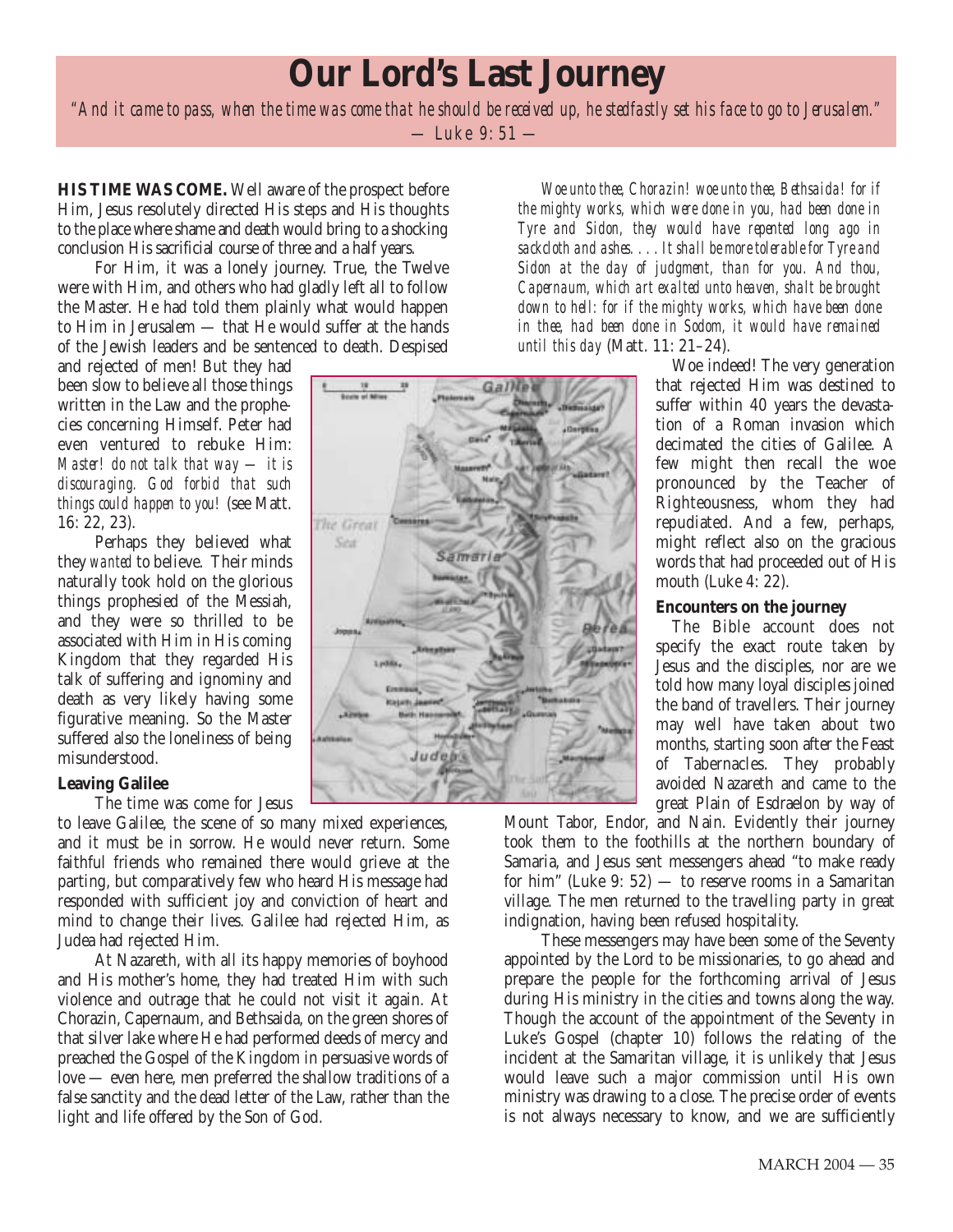# Our Lord's Last Journey

*"And it came to pass, when the time was come that he should be received up, he stedfastly set his face to go to Jerusalem."*
— Luke 9: 51 —

**HIS TIME WAS COME.** Well aware of the prospect before Him, Jesus resolutely directed His steps and His thoughts to the place where shame and death would bring to a shocking conclusion His sacrificial course of three and a half years.

For Him, it was a lonely journey. True, the Twelve were with Him, and others who had gladly left all to follow the Master. He had told them plainly what would happen to Him in Jerusalem — that He would suffer at the hands of the Jewish leaders and be sentenced to death. Despised and rejected of men! But they had been slow to believe all those things written in the Law and the prophecies concerning Himself. Peter had even ventured to rebuke Him: *Master! do not talk that way — it is discouraging. God forbid that such things could happen to you!* (see Matt. 16: 22, 23).

Perhaps they believed what they *wanted* to believe. Their minds naturally took hold on the glorious things prophesied of the Messiah, and they were so thrilled to be associated with Him in His coming Kingdom that they regarded His talk of suffering and ignominy and death as very likely having some figurative meaning. So the Master suffered also the loneliness of being misunderstood.

### Leaving Galilee

The time was come for Jesus to leave Galilee, the scene of so many mixed experiences, and it must be in sorrow. He would never return. Some faithful friends who remained there would grieve at the parting, but comparatively few who heard His message had responded with sufficient joy and conviction of heart and mind to change their lives. Galilee had rejected Him, as Judea had rejected Him.

At Nazareth, with all its happy memories of boyhood and His mother's home, they had treated Him with such violence and outrage that he could not visit it again. At Chorazin, Capernaum, and Bethsaida, on the green shores of that silver lake where He had performed deeds of mercy and preached the Gospel of the Kingdom in persuasive words of love — even here, men preferred the shallow traditions of a false sanctity and the dead letter of the Law, rather than the light and life offered by the Son of God.

*Woe unto thee, Chorazin! woe unto thee, Bethsaida! for if the mighty works, which were done in you, had been done in Tyre and Sidon, they would have repented long ago in sackcloth and ashes. . . . It shall be more tolerable for Tyre and Sidon at the day of judgment, than for you. And thou, Capernaum, which art exalted unto heaven, shalt be brought down to hell: for if the mighty works, which have been done in thee, had been done in Sodom, it would have remained until this day* (Matt. 11: 21–24).

Woe indeed! The very generation that rejected Him was destined to suffer within 40 years the devastation of a Roman invasion which decimated the cities of Galilee. A few might then recall the woe pronounced by the Teacher of Righteousness, whom they had repudiated. And a few, perhaps, might reflect also on the gracious words that had proceeded out of His mouth (Luke 4: 22).

### Encounters on the journey

The Bible account does not specify the exact route taken by Jesus and the disciples, nor are we told how many loyal disciples joined the band of travellers. Their journey may well have taken about two months, starting soon after the Feast of Tabernacles. They probably avoided Nazareth and came to the great Plain of Esdraelon by way of Mount Tabor, Endor, and Nain. Evidently their journey took them to the foothills at the northern boundary of Samaria, and Jesus sent messengers ahead "to make ready for him" (Luke 9: 52) — to reserve rooms in a Samaritan village. The men returned to the travelling party in great indignation, having been refused hospitality.

These messengers may have been some of the Seventy appointed by the Lord to be missionaries, to go ahead and prepare the people for the forthcoming arrival of Jesus during His ministry in the cities and towns along the way. Though the account of the appointment of the Seventy in Luke's Gospel (chapter 10) follows the relating of the incident at the Samaritan village, it is unlikely that Jesus would leave such a major commission until His own ministry was drawing to a close. The precise order of events is not always necessary to know, and we are sufficiently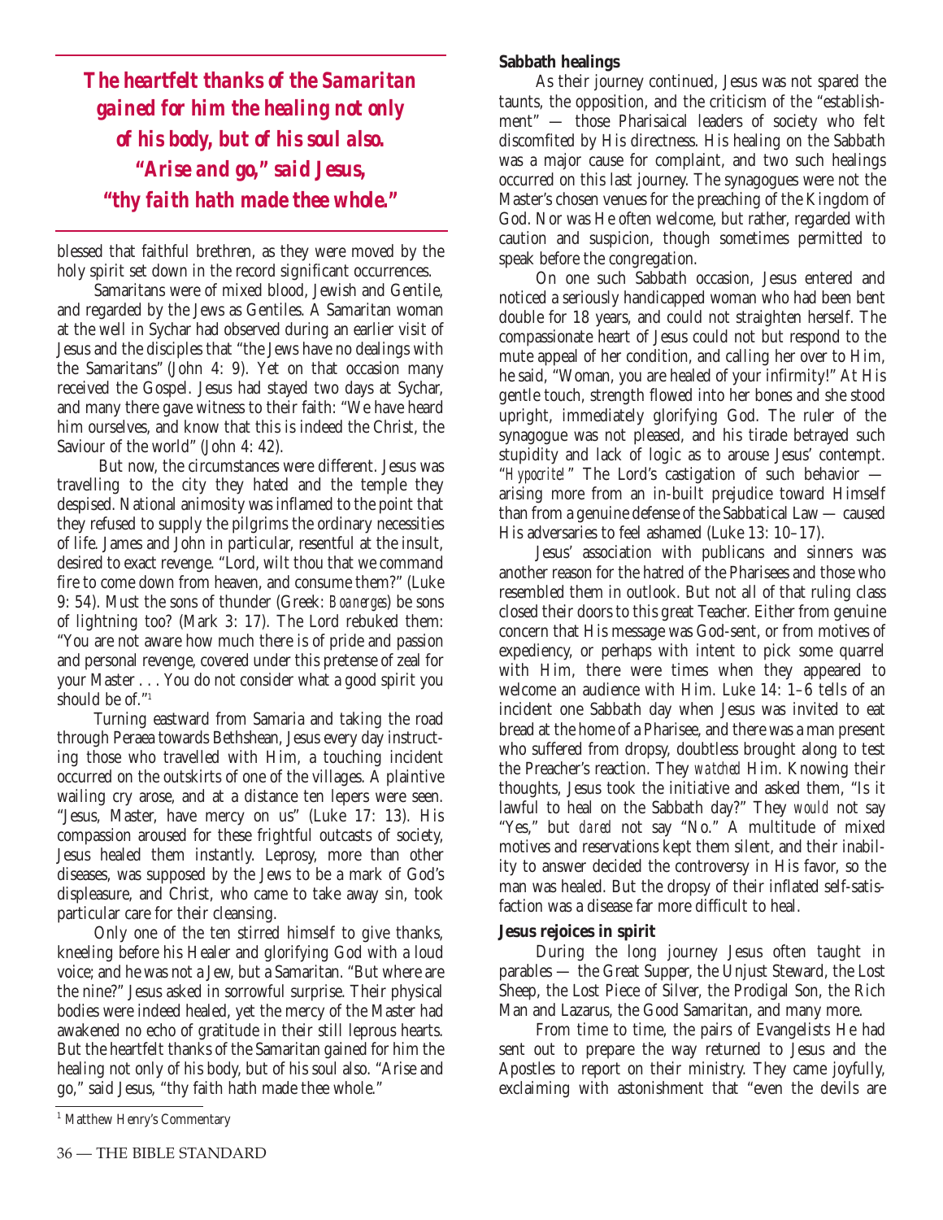*The heartfelt thanks of the Samaritan gained for him the healing not only of his body, but of his soul also. "Arise and go," said Jesus, "thy faith hath made thee whole."*

blessed that faithful brethren, as they were moved by the holy spirit set down in the record significant occurrences.

Samaritans were of mixed blood, Jewish and Gentile, and regarded by the Jews as Gentiles. A Samaritan woman at the well in Sychar had observed during an earlier visit of Jesus and the disciples that "the Jews have no dealings with the Samaritans" (John 4: 9). Yet on that occasion many received the Gospel. Jesus had stayed two days at Sychar, and many there gave witness to their faith: "We have heard him ourselves, and know that this is indeed the Christ, the Saviour of the world" (John 4: 42).

But now, the circumstances were different. Jesus was travelling to the city they hated and the temple they despised. National animosity was inflamed to the point that they refused to supply the pilgrims the ordinary necessities of life. James and John in particular, resentful at the insult, desired to exact revenge. "Lord, wilt thou that we command fire to come down from heaven, and consume them?" (Luke 9: 54). Must the sons of thunder (Greek: *Boanerges*) be sons of lightning too? (Mark 3: 17). The Lord rebuked them: "You are not aware how much there is of pride and passion and personal revenge, covered under this pretense of zeal for your Master . . . You do not consider what a good spirit you should be of."[1]

Turning eastward from Samaria and taking the road through Peraea towards Bethshean, Jesus every day instructing those who travelled with Him, a touching incident occurred on the outskirts of one of the villages. A plaintive wailing cry arose, and at a distance ten lepers were seen. "Jesus, Master, have mercy on us" (Luke 17: 13). His compassion aroused for these frightful outcasts of society, Jesus healed them instantly. Leprosy, more than other diseases, was supposed by the Jews to be a mark of God's displeasure, and Christ, who came to take away sin, took particular care for their cleansing.

Only one of the ten stirred himself to give thanks, kneeling before his Healer and glorifying God with a loud voice; and he was not a Jew, but a Samaritan. "But where are the nine?" Jesus asked in sorrowful surprise. Their physical bodies were indeed healed, yet the mercy of the Master had awakened no echo of gratitude in their still leprous hearts. But the heartfelt thanks of the Samaritan gained for him the healing not only of his body, but of his soul also. "Arise and go," said Jesus, "thy faith hath made thee whole."

**Sabbath healings**

As their journey continued, Jesus was not spared the taunts, the opposition, and the criticism of the "establishment" — those Pharisaical leaders of society who felt discomfited by His directness. His healing on the Sabbath was a major cause for complaint, and two such healings occurred on this last journey. The synagogues were not the Master's chosen venues for the preaching of the Kingdom of God. Nor was He often welcome, but rather, regarded with caution and suspicion, though sometimes permitted to speak before the congregation.

On one such Sabbath occasion, Jesus entered and noticed a seriously handicapped woman who had been bent double for 18 years, and could not straighten herself. The compassionate heart of Jesus could not but respond to the mute appeal of her condition, and calling her over to Him, he said, "Woman, you are healed of your infirmity!" At His gentle touch, strength flowed into her bones and she stood upright, immediately glorifying God. The ruler of the synagogue was not pleased, and his tirade betrayed such stupidity and lack of logic as to arouse Jesus' contempt. "*Hypocrite!*" The Lord's castigation of such behavior — arising more from an in-built prejudice toward Himself than from a genuine defense of the Sabbatical Law — caused His adversaries to feel ashamed (Luke 13: 10–17).

Jesus' association with publicans and sinners was another reason for the hatred of the Pharisees and those who resembled them in outlook. But not all of that ruling class closed their doors to this great Teacher. Either from genuine concern that His message was God-sent, or from motives of expediency, or perhaps with intent to pick some quarrel with Him, there were times when they appeared to welcome an audience with Him. Luke 14: 1–6 tells of an incident one Sabbath day when Jesus was invited to eat bread at the home of a Pharisee, and there was a man present who suffered from dropsy, doubtless brought along to test the Preacher's reaction. They *watched* Him. Knowing their thoughts, Jesus took the initiative and asked them, "Is it lawful to heal on the Sabbath day?" They *would* not say "Yes," but *dared* not say "No." A multitude of mixed motives and reservations kept them silent, and their inability to answer decided the controversy in His favor, so the man was healed. But the dropsy of their inflated self-satisfaction was a disease far more difficult to heal.

**Jesus rejoices in spirit**

During the long journey Jesus often taught in parables — the Great Supper, the Unjust Steward, the Lost Sheep, the Lost Piece of Silver, the Prodigal Son, the Rich Man and Lazarus, the Good Samaritan, and many more.

From time to time, the pairs of Evangelists He had sent out to prepare the way returned to Jesus and the Apostles to report on their ministry. They came joyfully, exclaiming with astonishment that "even the devils are

---

[1] Matthew Henry's Commentary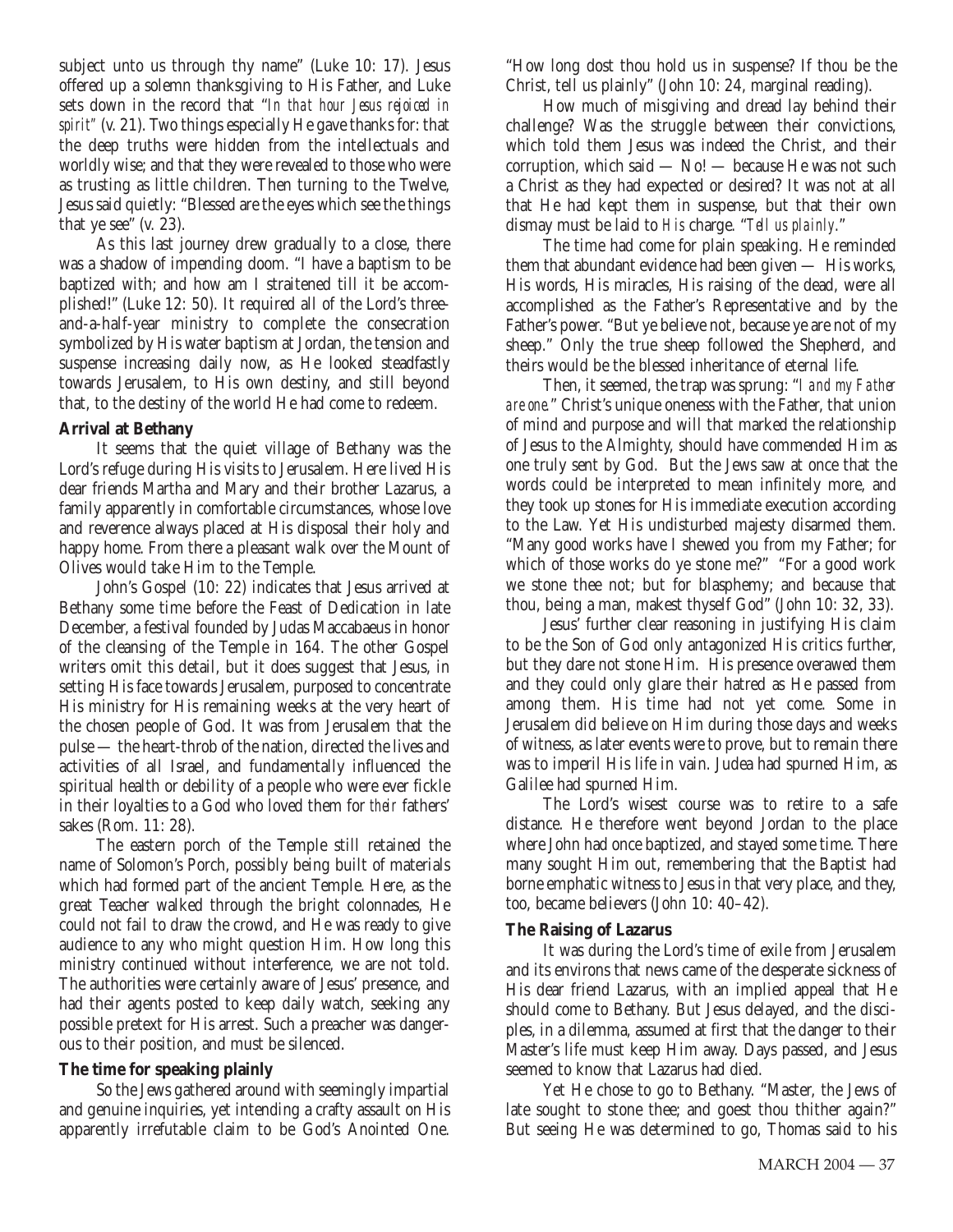subject unto us through thy name" (Luke 10: 17). Jesus offered up a solemn thanksgiving to His Father, and Luke sets down in the record that *"In that hour Jesus rejoiced in spirit"* (v. 21). Two things especially He gave thanks for: that the deep truths were hidden from the intellectuals and worldly wise; and that they were revealed to those who were as trusting as little children. Then turning to the Twelve, Jesus said quietly: "Blessed are the eyes which see the things that ye see" (v. 23).

As this last journey drew gradually to a close, there was a shadow of impending doom. "I have a baptism to be baptized with; and how am I straitened till it be accomplished!" (Luke 12: 50). It required all of the Lord's three-and-a-half-year ministry to complete the consecration symbolized by His water baptism at Jordan, the tension and suspense increasing daily now, as He looked steadfastly towards Jerusalem, to His own destiny, and still beyond that, to the destiny of the world He had come to redeem.

**Arrival at Bethany**

It seems that the quiet village of Bethany was the Lord's refuge during His visits to Jerusalem. Here lived His dear friends Martha and Mary and their brother Lazarus, a family apparently in comfortable circumstances, whose love and reverence always placed at His disposal their holy and happy home. From there a pleasant walk over the Mount of Olives would take Him to the Temple.

John's Gospel (10: 22) indicates that Jesus arrived at Bethany some time before the Feast of Dedication in late December, a festival founded by Judas Maccabaeus in honor of the cleansing of the Temple in 164. The other Gospel writers omit this detail, but it does suggest that Jesus, in setting His face towards Jerusalem, purposed to concentrate His ministry for His remaining weeks at the very heart of the chosen people of God. It was from Jerusalem that the pulse — the heart-throb of the nation, directed the lives and activities of all Israel, and fundamentally influenced the spiritual health or debility of a people who were ever fickle in their loyalties to a God who loved them for *their* fathers' sakes (Rom. 11: 28).

The eastern porch of the Temple still retained the name of Solomon's Porch, possibly being built of materials which had formed part of the ancient Temple. Here, as the great Teacher walked through the bright colonnades, He could not fail to draw the crowd, and He was ready to give audience to any who might question Him. How long this ministry continued without interference, we are not told. The authorities were certainly aware of Jesus' presence, and had their agents posted to keep daily watch, seeking any possible pretext for His arrest. Such a preacher was dangerous to their position, and must be silenced.

**The time for speaking plainly**

So the Jews gathered around with seemingly impartial and genuine inquiries, yet intending a crafty assault on His apparently irrefutable claim to be God's Anointed One. "How long dost thou hold us in suspense? If thou be the Christ, tell us plainly" (John 10: 24, marginal reading).

How much of misgiving and dread lay behind their challenge? Was the struggle between their convictions, which told them Jesus was indeed the Christ, and their corruption, which said — No! — because He was not such a Christ as they had expected or desired? It was not at all that He had kept them in suspense, but that their own dismay must be laid to *His* charge. "*Tell us plainly*."

The time had come for plain speaking. He reminded them that abundant evidence had been given — His works, His words, His miracles, His raising of the dead, were all accomplished as the Father's Representative and by the Father's power. "But ye believe not, because ye are not of my sheep." Only the true sheep followed the Shepherd, and theirs would be the blessed inheritance of eternal life.

Then, it seemed, the trap was sprung: *"I and my Father are one."* Christ's unique oneness with the Father, that union of mind and purpose and will that marked the relationship of Jesus to the Almighty, should have commended Him as one truly sent by God. But the Jews saw at once that the words could be interpreted to mean infinitely more, and they took up stones for His immediate execution according to the Law. Yet His undisturbed majesty disarmed them. "Many good works have I shewed you from my Father; for which of those works do ye stone me?" "For a good work we stone thee not; but for blasphemy; and because that thou, being a man, makest thyself God" (John 10: 32, 33).

Jesus' further clear reasoning in justifying His claim to be the Son of God only antagonized His critics further, but they dare not stone Him. His presence overawed them and they could only glare their hatred as He passed from among them. His time had not yet come. Some in Jerusalem did believe on Him during those days and weeks of witness, as later events were to prove, but to remain there was to imperil His life in vain. Judea had spurned Him, as Galilee had spurned Him.

The Lord's wisest course was to retire to a safe distance. He therefore went beyond Jordan to the place where John had once baptized, and stayed some time. There many sought Him out, remembering that the Baptist had borne emphatic witness to Jesus in that very place, and they, too, became believers (John 10: 40–42).

**The Raising of Lazarus**

It was during the Lord's time of exile from Jerusalem and its environs that news came of the desperate sickness of His dear friend Lazarus, with an implied appeal that He should come to Bethany. But Jesus delayed, and the disciples, in a dilemma, assumed at first that the danger to their Master's life must keep Him away. Days passed, and Jesus seemed to know that Lazarus had died.

Yet He chose to go to Bethany. "Master, the Jews of late sought to stone thee; and goest thou thither again?" But seeing He was determined to go, Thomas said to his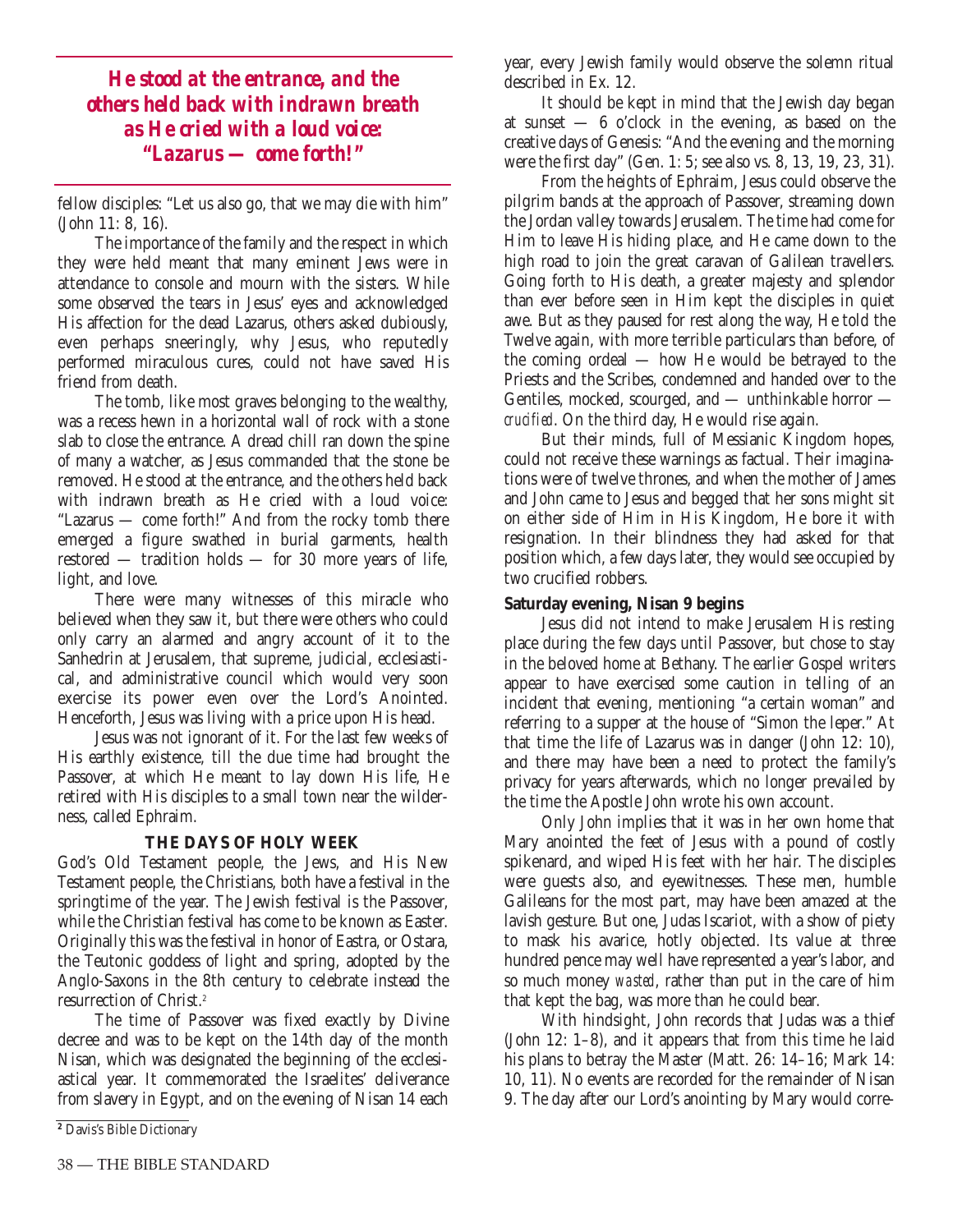***He stood at the entrance, and the others held back with indrawn breath as He cried with a loud voice: "Lazarus — come forth!"***

fellow disciples: "Let us also go, that we may die with him" (John 11: 8, 16).

The importance of the family and the respect in which they were held meant that many eminent Jews were in attendance to console and mourn with the sisters. While some observed the tears in Jesus' eyes and acknowledged His affection for the dead Lazarus, others asked dubiously, even perhaps sneeringly, why Jesus, who reputedly performed miraculous cures, could not have saved His friend from death.

The tomb, like most graves belonging to the wealthy, was a recess hewn in a horizontal wall of rock with a stone slab to close the entrance. A dread chill ran down the spine of many a watcher, as Jesus commanded that the stone be removed. He stood at the entrance, and the others held back with indrawn breath as He cried with a loud voice: "Lazarus — come forth!" And from the rocky tomb there emerged a figure swathed in burial garments, health restored — tradition holds — for 30 more years of life, light, and love.

There were many witnesses of this miracle who believed when they saw it, but there were others who could only carry an alarmed and angry account of it to the Sanhedrin at Jerusalem, that supreme, judicial, ecclesiastical, and administrative council which would very soon exercise its power even over the Lord's Anointed. Henceforth, Jesus was living with a price upon His head.

Jesus was not ignorant of it. For the last few weeks of His earthly existence, till the due time had brought the Passover, at which He meant to lay down His life, He retired with His disciples to a small town near the wilderness, called Ephraim.

## THE DAYS OF HOLY WEEK

God's Old Testament people, the Jews, and His New Testament people, the Christians, both have a festival in the springtime of the year. The Jewish festival is the Passover, while the Christian festival has come to be known as Easter. Originally this was the festival in honor of Eastra, or Ostara, the Teutonic goddess of light and spring, adopted by the Anglo-Saxons in the 8th century to celebrate instead the resurrection of Christ.[2]

The time of Passover was fixed exactly by Divine decree and was to be kept on the 14th day of the month Nisan, which was designated the beginning of the ecclesiastical year. It commemorated the Israelites' deliverance from slavery in Egypt, and on the evening of Nisan 14 each year, every Jewish family would observe the solemn ritual described in Ex. 12.

It should be kept in mind that the Jewish day began at sunset — 6 o'clock in the evening, as based on the creative days of Genesis: "And the evening and the morning were the first day" (Gen. 1: 5; see also vs. 8, 13, 19, 23, 31).

From the heights of Ephraim, Jesus could observe the pilgrim bands at the approach of Passover, streaming down the Jordan valley towards Jerusalem. The time had come for Him to leave His hiding place, and He came down to the high road to join the great caravan of Galilean travellers. Going forth to His death, a greater majesty and splendor than ever before seen in Him kept the disciples in quiet awe. But as they paused for rest along the way, He told the Twelve again, with more terrible particulars than before, of the coming ordeal — how He would be betrayed to the Priests and the Scribes, condemned and handed over to the Gentiles, mocked, scourged, and — unthinkable horror — *crucified*. On the third day, He would rise again.

But their minds, full of Messianic Kingdom hopes, could not receive these warnings as factual. Their imaginations were of twelve thrones, and when the mother of James and John came to Jesus and begged that her sons might sit on either side of Him in His Kingdom, He bore it with resignation. In their blindness they had asked for that position which, a few days later, they would see occupied by two crucified robbers.

### Saturday evening, Nisan 9 begins

Jesus did not intend to make Jerusalem His resting place during the few days until Passover, but chose to stay in the beloved home at Bethany. The earlier Gospel writers appear to have exercised some caution in telling of an incident that evening, mentioning "a certain woman" and referring to a supper at the house of "Simon the leper." At that time the life of Lazarus was in danger (John 12: 10), and there may have been a need to protect the family's privacy for years afterwards, which no longer prevailed by the time the Apostle John wrote his own account.

Only John implies that it was in her own home that Mary anointed the feet of Jesus with a pound of costly spikenard, and wiped His feet with her hair. The disciples were guests also, and eyewitnesses. These men, humble Galileans for the most part, may have been amazed at the lavish gesture. But one, Judas Iscariot, with a show of piety to mask his avarice, hotly objected. Its value at three hundred pence may well have represented a year's labor, and so much money *wasted*, rather than put in the care of him that kept the bag, was more than he could bear.

With hindsight, John records that Judas was a thief (John 12: 1–8), and it appears that from this time he laid his plans to betray the Master (Matt. 26: 14–16; Mark 14: 10, 11). No events are recorded for the remainder of Nisan 9. The day after our Lord's anointing by Mary would corre-

[2] Davis's Bible Dictionary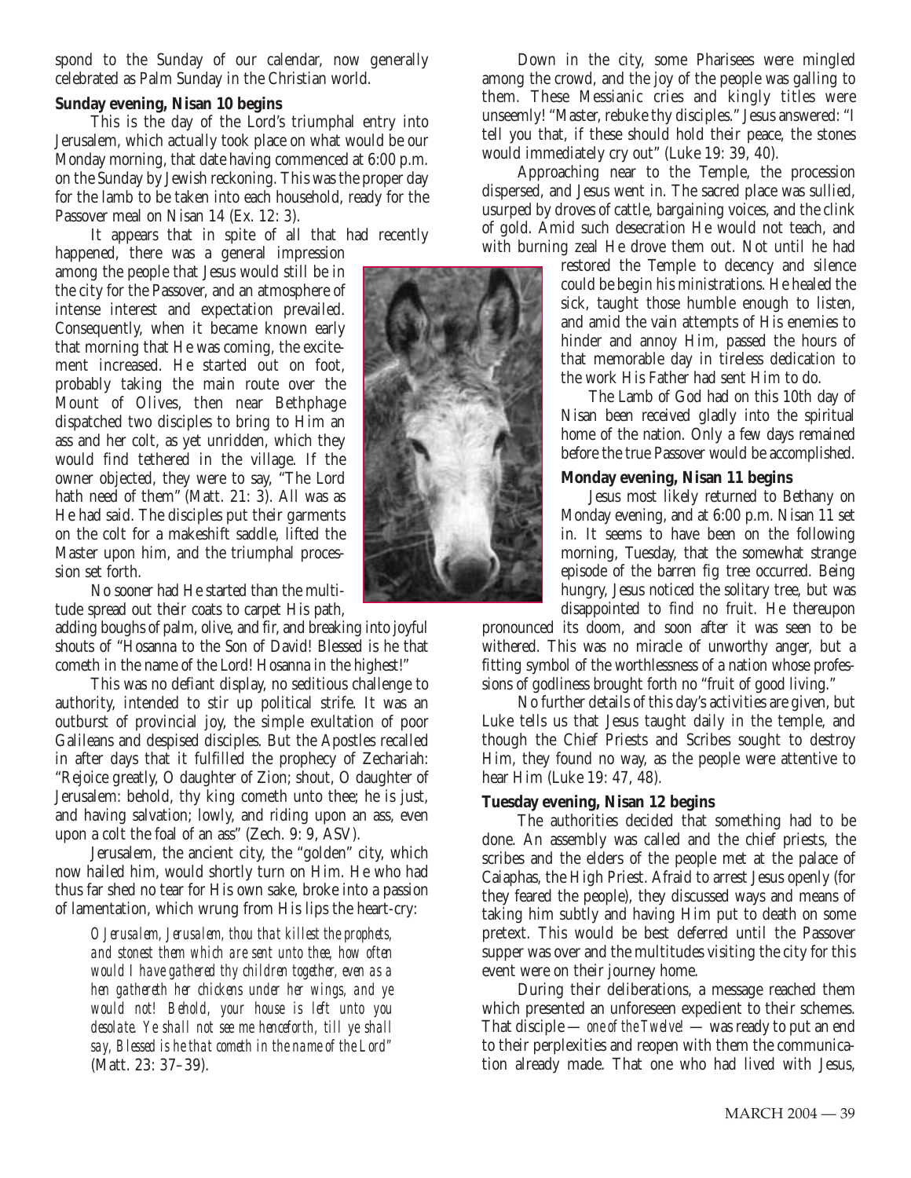spond to the Sunday of our calendar, now generally celebrated as Palm Sunday in the Christian world.

**Sunday evening, Nisan 10 begins**

This is the day of the Lord's triumphal entry into Jerusalem, which actually took place on what would be our Monday morning, that date having commenced at 6:00 p.m. on the Sunday by Jewish reckoning. This was the proper day for the lamb to be taken into each household, ready for the Passover meal on Nisan 14 (Ex. 12: 3).

It appears that in spite of all that had recently happened, there was a general impression among the people that Jesus would still be in the city for the Passover, and an atmosphere of intense interest and expectation prevailed. Consequently, when it became known early that morning that He was coming, the excitement increased. He started out on foot, probably taking the main route over the Mount of Olives, then near Bethphage dispatched two disciples to bring to Him an ass and her colt, as yet unridden, which they would find tethered in the village. If the owner objected, they were to say, "The Lord hath need of them" (Matt. 21: 3). All was as He had said. The disciples put their garments on the colt for a makeshift saddle, lifted the Master upon him, and the triumphal procession set forth.

No sooner had He started than the multitude spread out their coats to carpet His path, adding boughs of palm, olive, and fir, and breaking into joyful shouts of "Hosanna to the Son of David! Blessed is he that cometh in the name of the Lord! Hosanna in the highest!"

This was no defiant display, no seditious challenge to authority, intended to stir up political strife. It was an outburst of provincial joy, the simple exultation of poor Galileans and despised disciples. But the Apostles recalled in after days that it fulfilled the prophecy of Zechariah: "Rejoice greatly, O daughter of Zion; shout, O daughter of Jerusalem: behold, thy king cometh unto thee; he is just, and having salvation; lowly, and riding upon an ass, even upon a colt the foal of an ass" (Zech. 9: 9, ASV).

Jerusalem, the ancient city, the "golden" city, which now hailed him, would shortly turn on Him. He who had thus far shed no tear for His own sake, broke into a passion of lamentation, which wrung from His lips the heart-cry:

> *O Jerusalem, Jerusalem, thou that killest the prophets, and stonest them which are sent unto thee, how often would I have gathered thy children together, even as a hen gathereth her chickens under her wings, and ye would not! Behold, your house is left unto you desolate. Ye shall not see me henceforth, till ye shall say, Blessed is he that cometh in the name of the Lord"* (Matt. 23: 37–39).

Down in the city, some Pharisees were mingled among the crowd, and the joy of the people was galling to them. These Messianic cries and kingly titles were unseemly! "Master, rebuke thy disciples." Jesus answered: "I tell you that, if these should hold their peace, the stones would immediately cry out" (Luke 19: 39, 40).

Approaching near to the Temple, the procession dispersed, and Jesus went in. The sacred place was sullied, usurped by droves of cattle, bargaining voices, and the clink of gold. Amid such desecration He would not teach, and with burning zeal He drove them out. Not until he had restored the Temple to decency and silence could be begin his ministrations. He healed the sick, taught those humble enough to listen, and amid the vain attempts of His enemies to hinder and annoy Him, passed the hours of that memorable day in tireless dedication to the work His Father had sent Him to do.

The Lamb of God had on this 10th day of Nisan been received gladly into the spiritual home of the nation. Only a few days remained before the true Passover would be accomplished.

**Monday evening, Nisan 11 begins**

Jesus most likely returned to Bethany on Monday evening, and at 6:00 p.m. Nisan 11 set in. It seems to have been on the following morning, Tuesday, that the somewhat strange episode of the barren fig tree occurred. Being hungry, Jesus noticed the solitary tree, but was disappointed to find no fruit. He thereupon pronounced its doom, and soon after it was seen to be withered. This was no miracle of unworthy anger, but a fitting symbol of the worthlessness of a nation whose professions of godliness brought forth no "fruit of good living."

No further details of this day's activities are given, but Luke tells us that Jesus taught daily in the temple, and though the Chief Priests and Scribes sought to destroy Him, they found no way, as the people were attentive to hear Him (Luke 19: 47, 48).

**Tuesday evening, Nisan 12 begins**

The authorities decided that something had to be done. An assembly was called and the chief priests, the scribes and the elders of the people met at the palace of Caiaphas, the High Priest. Afraid to arrest Jesus openly (for they feared the people), they discussed ways and means of taking him subtly and having Him put to death on some pretext. This would be best deferred until the Passover supper was over and the multitudes visiting the city for this event were on their journey home.

During their deliberations, a message reached them which presented an unforeseen expedient to their schemes. That disciple — *one of the Twelve!* — was ready to put an end to their perplexities and reopen with them the communication already made. That one who had lived with Jesus,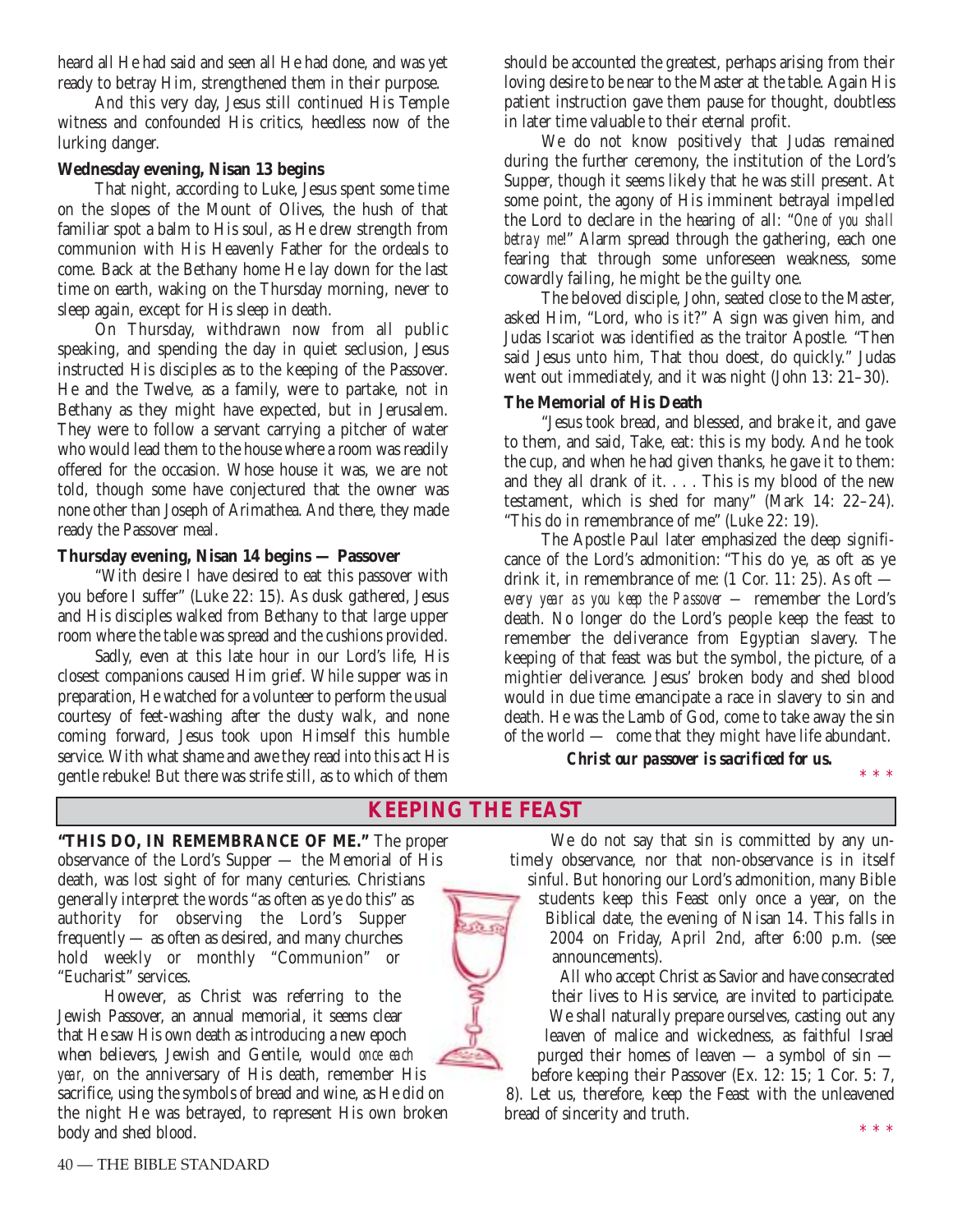heard all He had said and seen all He had done, and was yet ready to betray Him, strengthened them in their purpose.

And this very day, Jesus still continued His Temple witness and confounded His critics, heedless now of the lurking danger.

**Wednesday evening, Nisan 13 begins**

That night, according to Luke, Jesus spent some time on the slopes of the Mount of Olives, the hush of that familiar spot a balm to His soul, as He drew strength from communion with His Heavenly Father for the ordeals to come. Back at the Bethany home He lay down for the last time on earth, waking on the Thursday morning, never to sleep again, except for His sleep in death.

On Thursday, withdrawn now from all public speaking, and spending the day in quiet seclusion, Jesus instructed His disciples as to the keeping of the Passover. He and the Twelve, as a family, were to partake, not in Bethany as they might have expected, but in Jerusalem. They were to follow a servant carrying a pitcher of water who would lead them to the house where a room was readily offered for the occasion. Whose house it was, we are not told, though some have conjectured that the owner was none other than Joseph of Arimathea. And there, they made ready the Passover meal.

**Thursday evening, Nisan 14 begins — Passover**

"With desire I have desired to eat this passover with you before I suffer" (Luke 22: 15). As dusk gathered, Jesus and His disciples walked from Bethany to that large upper room where the table was spread and the cushions provided.

Sadly, even at this late hour in our Lord's life, His closest companions caused Him grief. While supper was in preparation, He watched for a volunteer to perform the usual courtesy of feet-washing after the dusty walk, and none coming forward, Jesus took upon Himself this humble service. With what shame and awe they read into this act His gentle rebuke! But there was strife still, as to which of them should be accounted the greatest, perhaps arising from their loving desire to be near to the Master at the table. Again His patient instruction gave them pause for thought, doubtless in later time valuable to their eternal profit.

We do not know positively that Judas remained during the further ceremony, the institution of the Lord's Supper, though it seems likely that he was still present. At some point, the agony of His imminent betrayal impelled the Lord to declare in the hearing of all: "*One of you shall betray me!*" Alarm spread through the gathering, each one fearing that through some unforeseen weakness, some cowardly failing, he might be the guilty one.

The beloved disciple, John, seated close to the Master, asked Him, "Lord, who is it?" A sign was given him, and Judas Iscariot was identified as the traitor Apostle. "Then said Jesus unto him, That thou doest, do quickly." Judas went out immediately, and it was night (John 13: 21–30).

**The Memorial of His Death**

"Jesus took bread, and blessed, and brake it, and gave to them, and said, Take, eat: this is my body. And he took the cup, and when he had given thanks, he gave it to them: and they all drank of it. . . . This is my blood of the new testament, which is shed for many" (Mark 14: 22–24). "This do in remembrance of me" (Luke 22: 19).

The Apostle Paul later emphasized the deep significance of the Lord's admonition: "This do ye, as oft as ye drink it, in remembrance of me: (1 Cor. 11: 25). As oft — *every year as you keep the Passover* — remember the Lord's death. No longer do the Lord's people keep the feast to remember the deliverance from Egyptian slavery. The keeping of that feast was but the symbol, the picture, of a mightier deliverance. Jesus' broken body and shed blood would in due time emancipate a race in slavery to sin and death. He was the Lamb of God, come to take away the sin of the world — come that they might have life abundant.

***Christ our passover is sacrificed for us.***

\* \* \*

## KEEPING THE FEAST

**"THIS DO, IN REMEMBRANCE OF ME."** The proper observance of the Lord's Supper — the Memorial of His death, was lost sight of for many centuries. Christians generally interpret the words "as often as ye do this" as authority for observing the Lord's Supper frequently — as often as desired, and many churches hold weekly or monthly "Communion" or "Eucharist" services.

However, as Christ was referring to the Jewish Passover, an annual memorial, it seems clear that He saw His own death as introducing a new epoch when believers, Jewish and Gentile, would *once each year,* on the anniversary of His death, remember His sacrifice, using the symbols of bread and wine, as He did on the night He was betrayed, to represent His own broken body and shed blood.

We do not say that sin is committed by any untimely observance, nor that non-observance is in itself sinful. But honoring our Lord's admonition, many Bible students keep this Feast only once a year, on the Biblical date, the evening of Nisan 14. This falls in 2004 on Friday, April 2nd, after 6:00 p.m. (see announcements).

All who accept Christ as Savior and have consecrated their lives to His service, are invited to participate. We shall naturally prepare ourselves, casting out any leaven of malice and wickedness, as faithful Israel purged their homes of leaven — a symbol of sin — before keeping their Passover (Ex. 12: 15; 1 Cor. 5: 7, 8). Let us, therefore, keep the Feast with the unleavened bread of sincerity and truth.

\* \* \*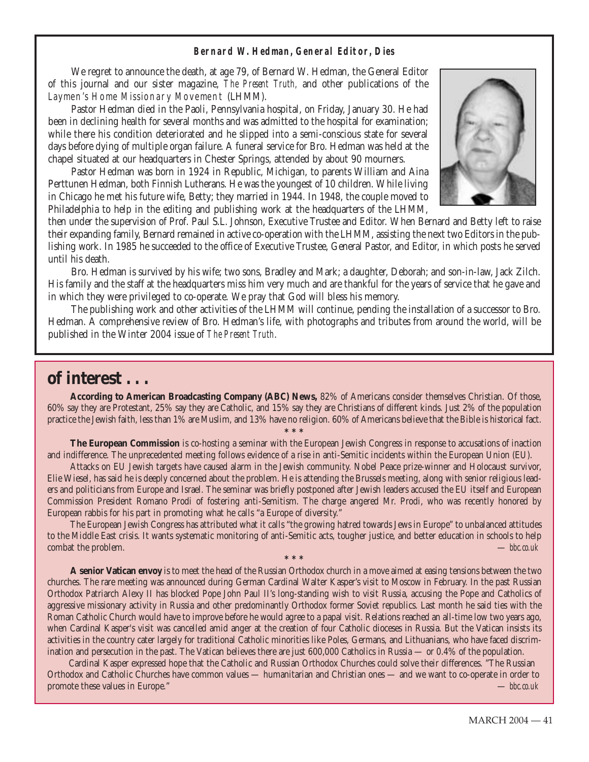### Bernard W. Hedman, General Editor, Dies

We regret to announce the death, at age 79, of Bernard W. Hedman, the General Editor of this journal and our sister magazine, *The Present Truth,* and other publications of the *Laymen's Home Missionary Movement* (LHMM).

Pastor Hedman died in the Paoli, Pennsylvania hospital, on Friday, January 30. He had been in declining health for several months and was admitted to the hospital for examination; while there his condition deteriorated and he slipped into a semi-conscious state for several days before dying of multiple organ failure. A funeral service for Bro. Hedman was held at the chapel situated at our headquarters in Chester Springs, attended by about 90 mourners.

Pastor Hedman was born in 1924 in Republic, Michigan, to parents William and Aina Perttunen Hedman, both Finnish Lutherans. He was the youngest of 10 children. While living in Chicago he met his future wife, Betty; they married in 1944. In 1948, the couple moved to Philadelphia to help in the editing and publishing work at the headquarters of the LHMM, then under the supervision of Prof. Paul S.L. Johnson, Executive Trustee and Editor. When Bernard and Betty left to raise their expanding family, Bernard remained in active co-operation with the LHMM, assisting the next two Editors in the publishing work. In 1985 he succeeded to the office of Executive Trustee, General Pastor, and Editor, in which posts he served until his death.

Bro. Hedman is survived by his wife; two sons, Bradley and Mark; a daughter, Deborah; and son-in-law, Jack Zilch. His family and the staff at the headquarters miss him very much and are thankful for the years of service that he gave and in which they were privileged to co-operate. We pray that God will bless his memory.

The publishing work and other activities of the LHMM will continue, pending the installation of a successor to Bro. Hedman. A comprehensive review of Bro. Hedman's life, with photographs and tributes from around the world, will be published in the Winter 2004 issue of *The Present Truth.*

## of interest . . .

**According to American Broadcasting Company (ABC) News,** 82% of Americans consider themselves Christian. Of those, 60% say they are Protestant, 25% say they are Catholic, and 15% say they are Christians of different kinds. Just 2% of the population practice the Jewish faith, less than 1% are Muslim, and 13% have no religion. 60% of Americans believe that the Bible is historical fact.

\* \* \*

**The European Commission** is co-hosting a seminar with the European Jewish Congress in response to accusations of inaction and indifference. The unprecedented meeting follows evidence of a rise in anti-Semitic incidents within the European Union (EU).

Attacks on EU Jewish targets have caused alarm in the Jewish community. Nobel Peace prize-winner and Holocaust survivor, Elie Wiesel, has said he is deeply concerned about the problem. He is attending the Brussels meeting, along with senior religious leaders and politicians from Europe and Israel. The seminar was briefly postponed after Jewish leaders accused the EU itself and European Commission President Romano Prodi of fostering anti-Semitism. The charge angered Mr. Prodi, who was recently honored by European rabbis for his part in promoting what he calls "a Europe of diversity."

The European Jewish Congress has attributed what it calls "the growing hatred towards Jews in Europe" to unbalanced attitudes to the Middle East crisis. It wants systematic monitoring of anti-Semitic acts, tougher justice, and better education in schools to help combat the problem. — *bbc.co.uk*

\* \* \*

**A senior Vatican envoy** is to meet the head of the Russian Orthodox church in a move aimed at easing tensions between the two churches. The rare meeting was announced during German Cardinal Walter Kasper's visit to Moscow in February. In the past Russian Orthodox Patriarch Alexy II has blocked Pope John Paul II's long-standing wish to visit Russia, accusing the Pope and Catholics of aggressive missionary activity in Russia and other predominantly Orthodox former Soviet republics. Last month he said ties with the Roman Catholic Church would have to improve before he would agree to a papal visit. Relations reached an all-time low two years ago, when Cardinal Kasper's visit was cancelled amid anger at the creation of four Catholic dioceses in Russia. But the Vatican insists its activities in the country cater largely for traditional Catholic minorities like Poles, Germans, and Lithuanians, who have faced discrimination and persecution in the past. The Vatican believes there are just 600,000 Catholics in Russia — or 0.4% of the population.

Cardinal Kasper expressed hope that the Catholic and Russian Orthodox Churches could solve their differences. "The Russian Orthodox and Catholic Churches have common values — humanitarian and Christian ones — and we want to co-operate in order to promote these values in Europe." — *bbc.co.uk*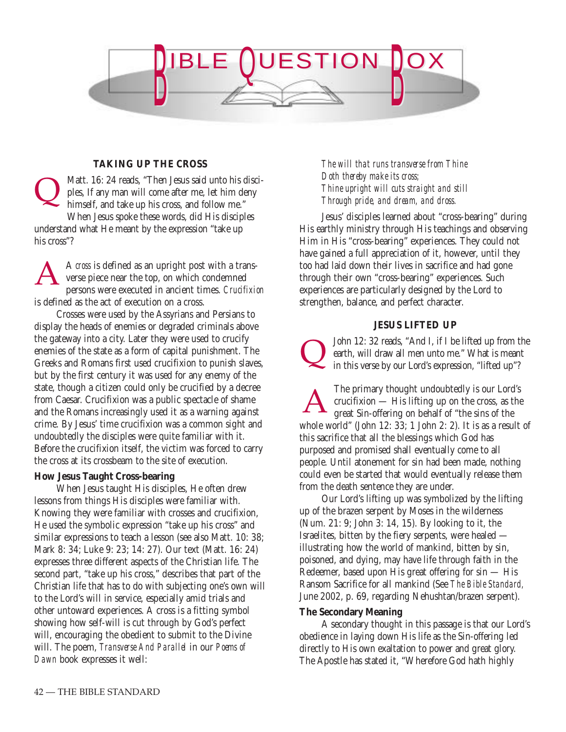# BIBLE QUESTION BOX

### TAKING UP THE CROSS

**Q** Matt. 16: 24 reads, "Then Jesus said unto his disciples, If any man will come after me, let him deny himself, and take up his cross, and follow me." When Jesus spoke these words, did His disciples understand what He meant by the expression "take up his cross"?

**A** A *cross* is defined as an upright post with a transverse piece near the top, on which condemned persons were executed in ancient times. *Crucifixion* is defined as the act of execution on a cross.

Crosses were used by the Assyrians and Persians to display the heads of enemies or degraded criminals above the gateway into a city. Later they were used to crucify enemies of the state as a form of capital punishment. The Greeks and Romans first used crucifixion to punish slaves, but by the first century it was used for any enemy of the state, though a citizen could only be crucified by a decree from Caesar. Crucifixion was a public spectacle of shame and the Romans increasingly used it as a warning against crime. By Jesus' time crucifixion was a common sight and undoubtedly the disciples were quite familiar with it. Before the crucifixion itself, the victim was forced to carry the cross at its crossbeam to the site of execution.

**How Jesus Taught Cross-bearing**

When Jesus taught His disciples, He often drew lessons from things His disciples were familiar with. Knowing they were familiar with crosses and crucifixion, He used the symbolic expression "take up his cross" and similar expressions to teach a lesson (see also Matt. 10: 38; Mark 8: 34; Luke 9: 23; 14: 27). Our text (Matt. 16: 24) expresses three different aspects of the Christian life. The second part, "take up his cross," describes that part of the Christian life that has to do with subjecting one's own will to the Lord's will in service, especially amid trials and other untoward experiences. A cross is a fitting symbol showing how self-will is cut through by God's perfect will, encouraging the obedient to submit to the Divine will. The poem, *Transverse And Parallel* in our *Poems of Dawn* book expresses it well:

*The will that runs transverse from Thine*
*Doth thereby make its cross;*
*Thine upright will cuts straight and still*
*Through pride, and dream, and dross.*

Jesus' disciples learned about "cross-bearing" during His earthly ministry through His teachings and observing Him in His "cross-bearing" experiences. They could not have gained a full appreciation of it, however, until they too had laid down their lives in sacrifice and had gone through their own "cross-bearing" experiences. Such experiences are particularly designed by the Lord to strengthen, balance, and perfect character.

### JESUS LIFTED UP

**Q** John 12: 32 reads, "And I, if I be lifted up from the earth, will draw all men unto me." What is meant in this verse by our Lord's expression, "lifted up"?

**A** The primary thought undoubtedly is our Lord's crucifixion — His lifting up on the cross, as the great Sin-offering on behalf of "the sins of the whole world" (John 12: 33; 1 John 2: 2). It is as a result of this sacrifice that all the blessings which God has purposed and promised shall eventually come to all people. Until atonement for sin had been made, nothing could even be started that would eventually release them from the death sentence they are under.

Our Lord's lifting up was symbolized by the lifting up of the brazen serpent by Moses in the wilderness (Num. 21: 9; John 3: 14, 15). By looking to it, the Israelites, bitten by the fiery serpents, were healed — illustrating how the world of mankind, bitten by sin, poisoned, and dying, may have life through faith in the Redeemer, based upon His great offering for sin — His Ransom Sacrifice for all mankind (See *The Bible Standard,* June 2002, p. 69, regarding Nehushtan/brazen serpent).

**The Secondary Meaning**

A secondary thought in this passage is that our Lord's obedience in laying down His life as the Sin-offering led directly to His own exaltation to power and great glory. The Apostle has stated it, "Wherefore God hath highly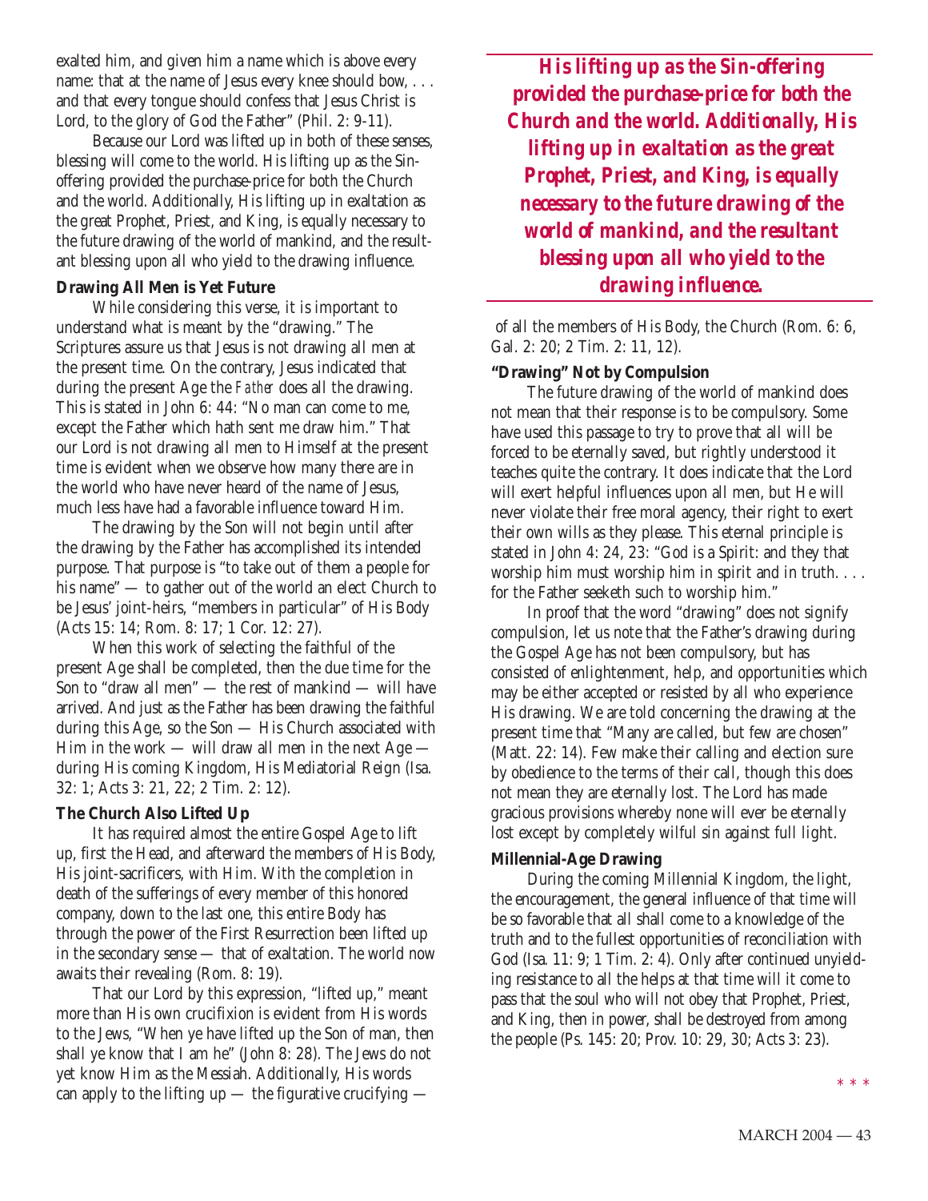exalted him, and given him a name which is above every name: that at the name of Jesus every knee should bow, . . . and that every tongue should confess that Jesus Christ is Lord, to the glory of God the Father" (Phil. 2: 9-11).

Because our Lord was lifted up in both of these senses, blessing will come to the world. His lifting up as the Sin-offering provided the purchase-price for both the Church and the world. Additionally, His lifting up in exaltation as the great Prophet, Priest, and King, is equally necessary to the future drawing of the world of mankind, and the resultant blessing upon all who yield to the drawing influence.

**Drawing All Men is Yet Future**

While considering this verse, it is important to understand what is meant by the "drawing." The Scriptures assure us that Jesus is not drawing all men at the present time. On the contrary, Jesus indicated that during the present Age the *Father* does all the drawing. This is stated in John 6: 44: "No man can come to me, except the Father which hath sent me draw him." That our Lord is not drawing all men to Himself at the present time is evident when we observe how many there are in the world who have never heard of the name of Jesus, much less have had a favorable influence toward Him.

The drawing by the Son will not begin until after the drawing by the Father has accomplished its intended purpose. That purpose is "to take out of them a people for his name" — to gather out of the world an elect Church to be Jesus' joint-heirs, "members in particular" of His Body (Acts 15: 14; Rom. 8: 17; 1 Cor. 12: 27).

When this work of selecting the faithful of the present Age shall be completed, then the due time for the Son to "draw all men" — the rest of mankind — will have arrived. And just as the Father has been drawing the faithful during this Age, so the Son — His Church associated with Him in the work — will draw all men in the next Age — during His coming Kingdom, His Mediatorial Reign (Isa. 32: 1; Acts 3: 21, 22; 2 Tim. 2: 12).

**The Church Also Lifted Up**

It has required almost the entire Gospel Age to lift up, first the Head, and afterward the members of His Body, His joint-sacrificers, with Him. With the completion in death of the sufferings of every member of this honored company, down to the last one, this entire Body has through the power of the First Resurrection been lifted up in the secondary sense — that of exaltation. The world now awaits their revealing (Rom. 8: 19).

That our Lord by this expression, "lifted up," meant more than His own crucifixion is evident from His words to the Jews, "When ye have lifted up the Son of man, then shall ye know that I am he" (John 8: 28). The Jews do not yet know Him as the Messiah. Additionally, His words can apply to the lifting up — the figurative crucifying — of all the members of His Body, the Church (Rom. 6: 6, Gal. 2: 20; 2 Tim. 2: 11, 12).

> ***His lifting up as the Sin-offering provided the purchase-price for both the Church and the world. Additionally, His lifting up in exaltation as the great Prophet, Priest, and King, is equally necessary to the future drawing of the world of mankind, and the resultant blessing upon all who yield to the drawing influence.***

**"Drawing" Not by Compulsion**

The future drawing of the world of mankind does not mean that their response is to be compulsory. Some have used this passage to try to prove that all will be forced to be eternally saved, but rightly understood it teaches quite the contrary. It does indicate that the Lord will exert helpful influences upon all men, but He will never violate their free moral agency, their right to exert their own wills as they please. This eternal principle is stated in John 4: 24, 23: "God is a Spirit: and they that worship him must worship him in spirit and in truth. . . . for the Father seeketh such to worship him."

In proof that the word "drawing" does not signify compulsion, let us note that the Father's drawing during the Gospel Age has not been compulsory, but has consisted of enlightenment, help, and opportunities which may be either accepted or resisted by all who experience His drawing. We are told concerning the drawing at the present time that "Many are called, but few are chosen" (Matt. 22: 14). Few make their calling and election sure by obedience to the terms of their call, though this does not mean they are eternally lost. The Lord has made gracious provisions whereby none will ever be eternally lost except by completely wilful sin against full light.

**Millennial-Age Drawing**

During the coming Millennial Kingdom, the light, the encouragement, the general influence of that time will be so favorable that all shall come to a knowledge of the truth and to the fullest opportunities of reconciliation with God (Isa. 11: 9; 1 Tim. 2: 4). Only after continued unyielding resistance to all the helps at that time will it come to pass that the soul who will not obey that Prophet, Priest, and King, then in power, shall be destroyed from among the people (Ps. 145: 20; Prov. 10: 29, 30; Acts 3: 23).

\* \* \*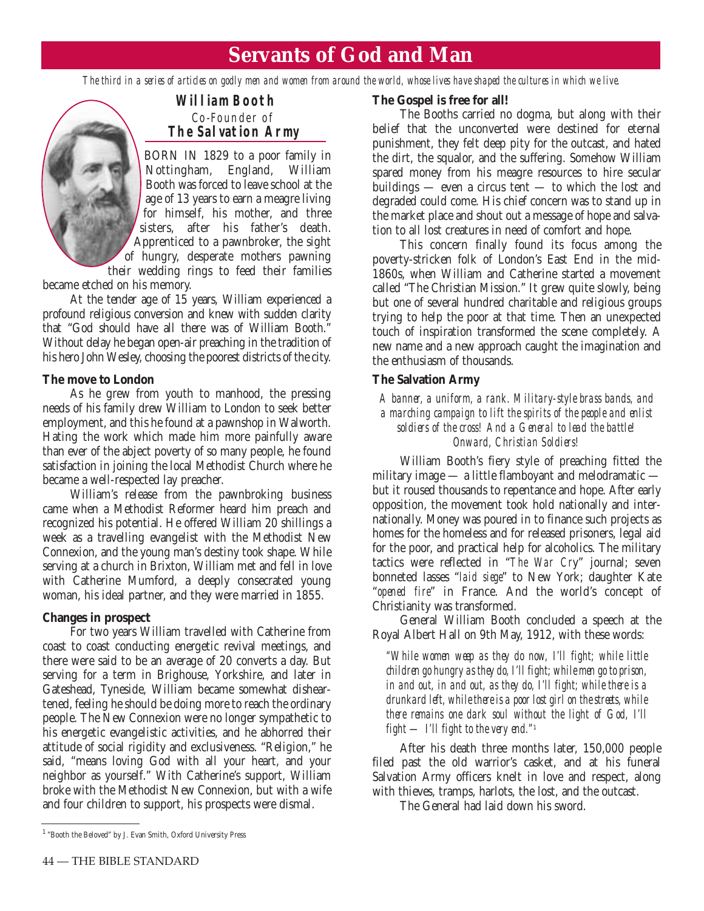# Servants of God and Man

*The third in a series of articles on godly men and women from around the world, whose lives have shaped the cultures in which we live.*

## William Booth

Co-Founder of

**The Salvation Army**

BORN IN 1829 to a poor family in Nottingham, England, William Booth was forced to leave school at the age of 13 years to earn a meagre living for himself, his mother, and three sisters, after his father's death. Apprenticed to a pawnbroker, the sight of hungry, desperate mothers pawning their wedding rings to feed their families became etched on his memory.

At the tender age of 15 years, William experienced a profound religious conversion and knew with sudden clarity that "God should have all there was of William Booth." Without delay he began open-air preaching in the tradition of his hero John Wesley, choosing the poorest districts of the city.

### The move to London

As he grew from youth to manhood, the pressing needs of his family drew William to London to seek better employment, and this he found at a pawnshop in Walworth. Hating the work which made him more painfully aware than ever of the abject poverty of so many people, he found satisfaction in joining the local Methodist Church where he became a well-respected lay preacher.

William's release from the pawnbroking business came when a Methodist Reformer heard him preach and recognized his potential. He offered William 20 shillings a week as a travelling evangelist with the Methodist New Connexion, and the young man's destiny took shape. While serving at a church in Brixton, William met and fell in love with Catherine Mumford, a deeply consecrated young woman, his ideal partner, and they were married in 1855.

### Changes in prospect

For two years William travelled with Catherine from coast to coast conducting energetic revival meetings, and there were said to be an average of 20 converts a day. But serving for a term in Brighouse, Yorkshire, and later in Gateshead, Tyneside, William became somewhat disheartened, feeling he should be doing more to reach the ordinary people. The New Connexion were no longer sympathetic to his energetic evangelistic activities, and he abhorred their attitude of social rigidity and exclusiveness. "Religion," he said, "means loving God with all your heart, and your neighbor as yourself." With Catherine's support, William broke with the Methodist New Connexion, but with a wife and four children to support, his prospects were dismal.

### The Gospel is free for all!

The Booths carried no dogma, but along with their belief that the unconverted were destined for eternal punishment, they felt deep pity for the outcast, and hated the dirt, the squalor, and the suffering. Somehow William spared money from his meagre resources to hire secular buildings — even a circus tent — to which the lost and degraded could come. His chief concern was to stand up in the market place and shout out a message of hope and salvation to all lost creatures in need of comfort and hope.

This concern finally found its focus among the poverty-stricken folk of London's East End in the mid-1860s, when William and Catherine started a movement called "The Christian Mission." It grew quite slowly, being but one of several hundred charitable and religious groups trying to help the poor at that time. Then an unexpected touch of inspiration transformed the scene completely. A new name and a new approach caught the imagination and the enthusiasm of thousands.

### The Salvation Army

*A banner, a uniform, a rank. Military-style brass bands, and a marching campaign to lift the spirits of the people and enlist soldiers of the cross! And a General to lead the battle! Onward, Christian Soldiers!*

William Booth's fiery style of preaching fitted the military image — a little flamboyant and melodramatic — but it roused thousands to repentance and hope. After early opposition, the movement took hold nationally and internationally. Money was poured in to finance such projects as homes for the homeless and for released prisoners, legal aid for the poor, and practical help for alcoholics. The military tactics were reflected in "*The War Cry*" journal; seven bonneted lasses "*laid siege*" to New York; daughter Kate "*opened fire*" in France. And the world's concept of Christianity was transformed.

General William Booth concluded a speech at the Royal Albert Hall on 9th May, 1912, with these words:

> *"While women weep as they do now, I'll fight; while little children go hungry as they do, I'll fight; while men go to prison, in and out, in and out, as they do, I'll fight; while there is a drunkard left, while there is a poor lost girl on the streets, while there remains one dark soul without the light of God, I'll fight — I'll fight to the very end."*[1]

After his death three months later, 150,000 people filed past the old warrior's casket, and at his funeral Salvation Army officers knelt in love and respect, along with thieves, tramps, harlots, the lost, and the outcast.

The General had laid down his sword.

---

[1] "Booth the Beloved" by J. Evan Smith, Oxford University Press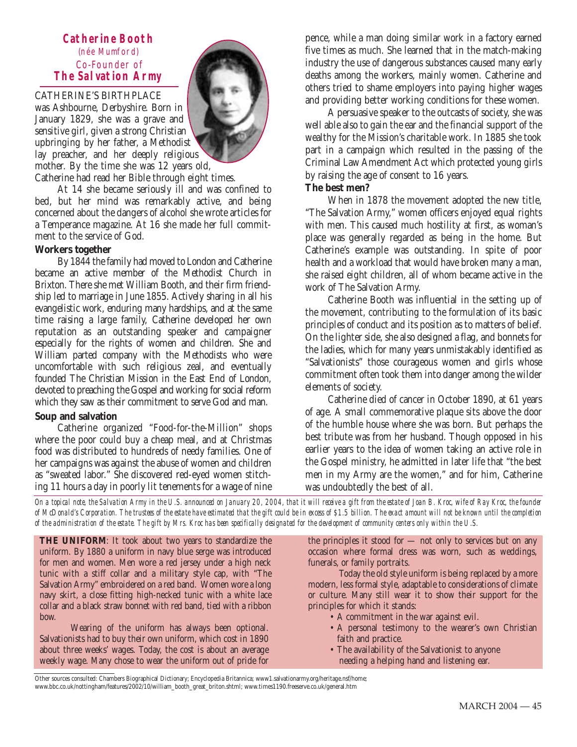# Catherine Booth

*(née Mumford)*

Co-Founder of

## The Salvation Army

CATHERINE'S BIRTHPLACE was Ashbourne, Derbyshire. Born in January 1829, she was a grave and sensitive girl, given a strong Christian upbringing by her father, a Methodist lay preacher, and her deeply religious mother. By the time she was 12 years old, Catherine had read her Bible through eight times.

At 14 she became seriously ill and was confined to bed, but her mind was remarkably active, and being concerned about the dangers of alcohol she wrote articles for a Temperance magazine. At 16 she made her full commitment to the service of God.

### Workers together

By 1844 the family had moved to London and Catherine became an active member of the Methodist Church in Brixton. There she met William Booth, and their firm friendship led to marriage in June 1855. Actively sharing in all his evangelistic work, enduring many hardships, and at the same time raising a large family, Catherine developed her own reputation as an outstanding speaker and campaigner especially for the rights of women and children. She and William parted company with the Methodists who were uncomfortable with such religious zeal, and eventually founded The Christian Mission in the East End of London, devoted to preaching the Gospel and working for social reform which they saw as their commitment to serve God and man.

### Soup and salvation

Catherine organized "Food-for-the-Million" shops where the poor could buy a cheap meal, and at Christmas food was distributed to hundreds of needy families. One of her campaigns was against the abuse of women and children as "sweated labor." She discovered red-eyed women stitching 11 hours a day in poorly lit tenements for a wage of nine pence, while a man doing similar work in a factory earned five times as much. She learned that in the match-making industry the use of dangerous substances caused many early deaths among the workers, mainly women. Catherine and others tried to shame employers into paying higher wages and providing better working conditions for these women.

A persuasive speaker to the outcasts of society, she was well able also to gain the ear and the financial support of the wealthy for the Mission's charitable work. In 1885 she took part in a campaign which resulted in the passing of the Criminal Law Amendment Act which protected young girls by raising the age of consent to 16 years.

### The best men?

When in 1878 the movement adopted the new title, "The Salvation Army," women officers enjoyed equal rights with men. This caused much hostility at first, as woman's place was generally regarded as being in the home. But Catherine's example was outstanding. In spite of poor health and a workload that would have broken many a man, she raised eight children, all of whom became active in the work of The Salvation Army.

Catherine Booth was influential in the setting up of the movement, contributing to the formulation of its basic principles of conduct and its position as to matters of belief. On the lighter side, she also designed a flag, and bonnets for the ladies, which for many years unmistakably identified as "Salvationists" those courageous women and girls whose commitment often took them into danger among the wilder elements of society.

Catherine died of cancer in October 1890, at 61 years of age. A small commemorative plaque sits above the door of the humble house where she was born. But perhaps the best tribute was from her husband. Though opposed in his earlier years to the idea of women taking an active role in the Gospel ministry, he admitted in later life that "the best men in my Army are the women," and for him, Catherine was undoubtedly the best of all.

*On a topical note, the Salvation Army in the U.S. announced on January 20, 2004, that it will receive a gift from the estate of Joan B. Kroc, wife of Ray Kroc, the founder of McDonald's Corporation. The trustees of the estate have estimated that the gift could be in excess of $1.5 billion. The exact amount will not be known until the completion of the administration of the estate. The gift by Mrs. Kroc has been specifically designated for the development of community centers only within the U.S.*

**THE UNIFORM**: It took about two years to standardize the uniform. By 1880 a uniform in navy blue serge was introduced for men and women. Men wore a red jersey under a high neck tunic with a stiff collar and a military style cap, with "The Salvation Army" embroidered on a red band. Women wore a long navy skirt, a close fitting high-necked tunic with a white lace collar and a black straw bonnet with red band, tied with a ribbon bow.

Wearing of the uniform has always been optional. Salvationists had to buy their own uniform, which cost in 1890 about three weeks' wages. Today, the cost is about an average weekly wage. Many chose to wear the uniform out of pride for the principles it stood for — not only to services but on any occasion where formal dress was worn, such as weddings, funerals, or family portraits.

Today the old style uniform is being replaced by a more modern, less formal style, adaptable to considerations of climate or culture. Many still wear it to show their support for the principles for which it stands:

- A commitment in the war against evil.
- A personal testimony to the wearer's own Christian faith and practice.
- The availability of the Salvationist to anyone needing a helping hand and listening ear.

Other sources consulted: Chambers Biographical Dictionary; Encyclopedia Britannica; www1.salvationarmy.org/heritage.nsf/home; www.bbc.co.uk/nottingham/features/2002/10/william_booth_great_briton.shtml; www.times1190.freeserve.co.uk/general.htm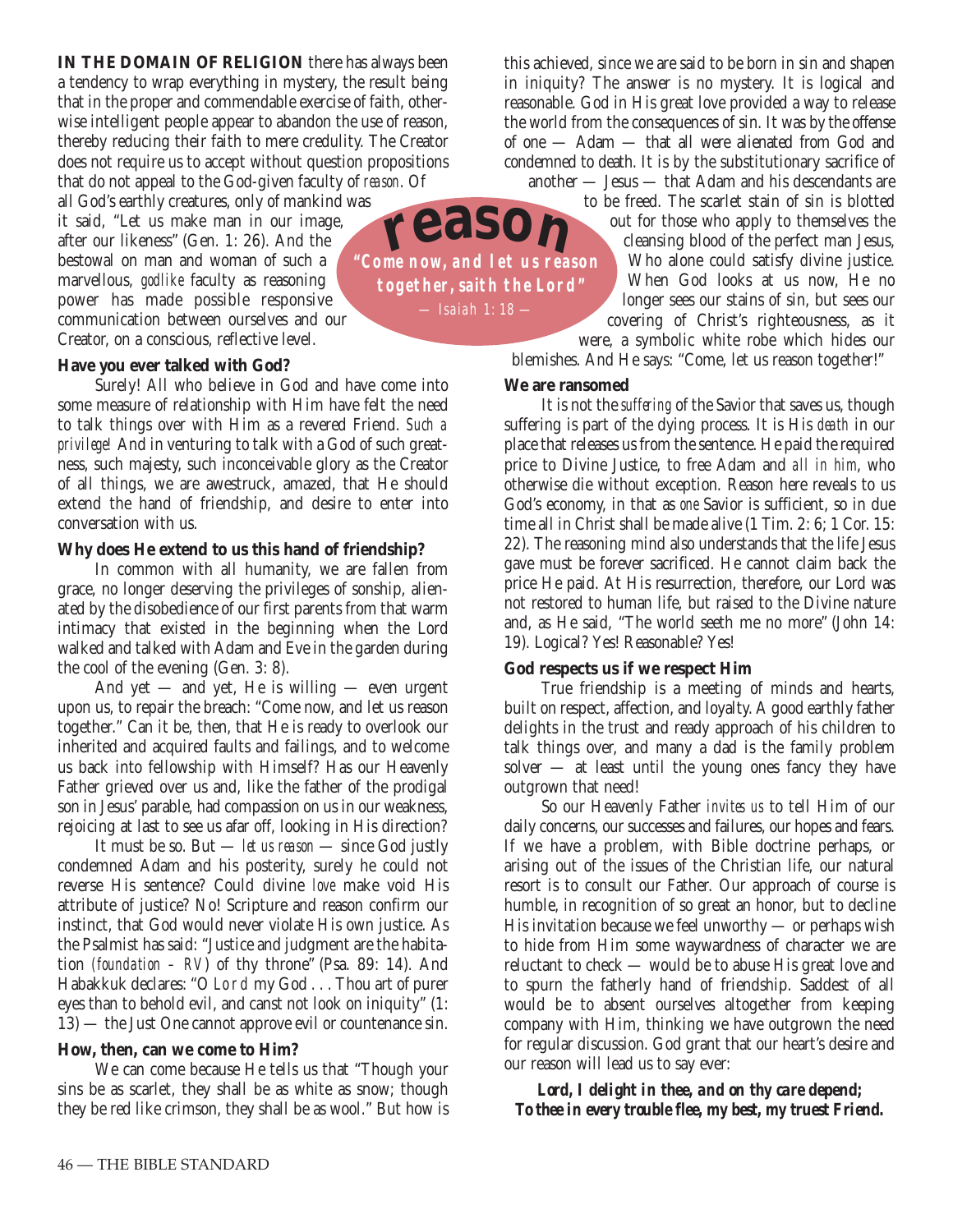**IN THE DOMAIN OF RELIGION** there has always been a tendency to wrap everything in mystery, the result being that in the proper and commendable exercise of faith, otherwise intelligent people appear to abandon the use of reason, thereby reducing their faith to mere credulity. The Creator does not require us to accept without question propositions that do not appeal to the God-given faculty of *reason*. Of all God's earthly creatures, only of mankind was it said, "Let us make man in our image, after our likeness" (Gen. 1: 26). And the bestowal on man and woman of such a marvellous, *godlike* faculty as reasoning power has made possible responsive communication between ourselves and our Creator, on a conscious, reflective level.

**reason**

***"Come now, and let us reason together, saith the Lord"***
*— Isaiah 1: 18 —*

**Have you ever talked with God?**

Surely! All who believe in God and have come into some measure of relationship with Him have felt the need to talk things over with Him as a revered Friend. *Such a privilege!* And in venturing to talk with a God of such greatness, such majesty, such inconceivable glory as the Creator of all things, we are awestruck, amazed, that He should extend the hand of friendship, and desire to enter into conversation with us.

**Why does He extend to us this hand of friendship?**

In common with all humanity, we are fallen from grace, no longer deserving the privileges of sonship, alienated by the disobedience of our first parents from that warm intimacy that existed in the beginning when the Lord walked and talked with Adam and Eve in the garden during the cool of the evening (Gen. 3: 8).

And yet — and yet, He is willing — even urgent upon us, to repair the breach: "Come now, and let us reason together." Can it be, then, that He is ready to overlook our inherited and acquired faults and failings, and to welcome us back into fellowship with Himself? Has our Heavenly Father grieved over us and, like the father of the prodigal son in Jesus' parable, had compassion on us in our weakness, rejoicing at last to see us afar off, looking in His direction?

It must be so. But — *let us reason* — since God justly condemned Adam and his posterity, surely he could not reverse His sentence? Could divine *love* make void His attribute of justice? No! Scripture and reason confirm our instinct, that God would never violate His own justice. As the Psalmist has said: "Justice and judgment are the habitation *(foundation – RV)* of thy throne" (Psa. 89: 14). And Habakkuk declares: "O *Lord* my God . . . Thou art of purer eyes than to behold evil, and canst not look on iniquity" (1: 13) — the Just One cannot approve evil or countenance sin.

**How, then, can we come to Him?**

We can come because He tells us that "Though your sins be as scarlet, they shall be as white as snow; though they be red like crimson, they shall be as wool." But how is this achieved, since we are said to be born in sin and shapen in iniquity? The answer is no mystery. It is logical and reasonable. God in His great love provided a way to release the world from the consequences of sin. It was by the offense of one — Adam — that all were alienated from God and condemned to death. It is by the substitutionary sacrifice of another — Jesus — that Adam and his descendants are to be freed. The scarlet stain of sin is blotted out for those who apply to themselves the cleansing blood of the perfect man Jesus, Who alone could satisfy divine justice. When God looks at us now, He no longer sees our stains of sin, but sees our covering of Christ's righteousness, as it were, a symbolic white robe which hides our blemishes. And He says: "Come, let us reason together!"

**We are ransomed**

It is not the *suffering* of the Savior that saves us, though suffering is part of the dying process. It is His *death* in our place that releases us from the sentence. He paid the required price to Divine Justice, to free Adam and *all in him*, who otherwise die without exception. Reason here reveals to us God's economy, in that as *one* Savior is sufficient, so in due time all in Christ shall be made alive (1 Tim. 2: 6; 1 Cor. 15: 22). The reasoning mind also understands that the life Jesus gave must be forever sacrificed. He cannot claim back the price He paid. At His resurrection, therefore, our Lord was not restored to human life, but raised to the Divine nature and, as He said, "The world seeth me no more" (John 14: 19). Logical? Yes! Reasonable? Yes!

**God respects us if we respect Him**

True friendship is a meeting of minds and hearts, built on respect, affection, and loyalty. A good earthly father delights in the trust and ready approach of his children to talk things over, and many a dad is the family problem solver — at least until the young ones fancy they have outgrown that need!

So our Heavenly Father *invites us* to tell Him of our daily concerns, our successes and failures, our hopes and fears. If we have a problem, with Bible doctrine perhaps, or arising out of the issues of the Christian life, our natural resort is to consult our Father. Our approach of course is humble, in recognition of so great an honor, but to decline His invitation because we feel unworthy — or perhaps wish to hide from Him some waywardness of character we are reluctant to check — would be to abuse His great love and to spurn the fatherly hand of friendship. Saddest of all would be to absent ourselves altogether from keeping company with Him, thinking we have outgrown the need for regular discussion. God grant that our heart's desire and our reason will lead us to say ever:

***Lord, I delight in thee, and on thy care depend;***
***To thee in every trouble flee, my best, my truest Friend.***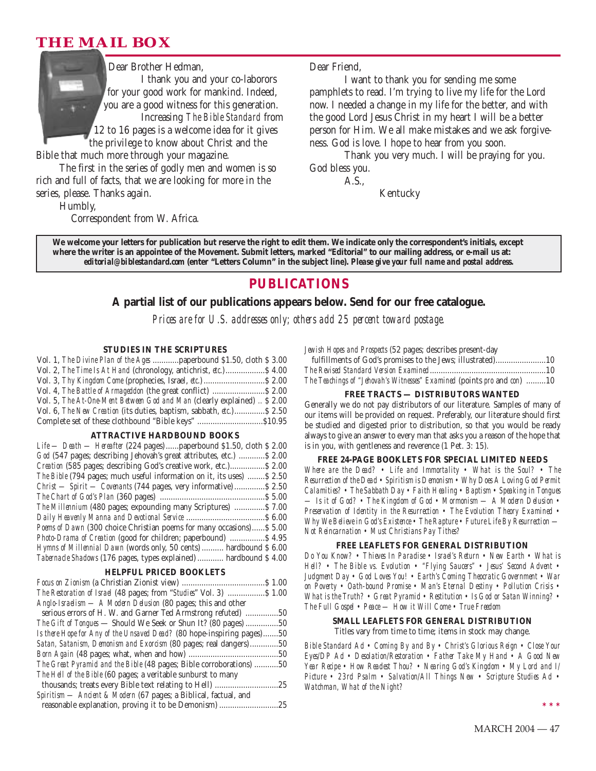# THE MAIL BOX

Dear Brother Hedman,

I thank you and your co-laborors for your good work for mankind. Indeed, you are a good witness for this generation. Increasing *The Bible Standard* from 12 to 16 pages is a welcome idea for it gives the privilege to know about Christ and the Bible that much more through your magazine.

The first in the series of godly men and women is so rich and full of facts, that we are looking for more in the series, please. Thanks again.

Humbly,

Correspondent from W. Africa.

Dear Friend,

I want to thank you for sending me some pamphlets to read. I'm trying to live my life for the Lord now. I needed a change in my life for the better, and with the good Lord Jesus Christ in my heart I will be a better person for Him. We all make mistakes and we ask forgiveness. God is love. I hope to hear from you soon.

Thank you very much. I will be praying for you. God bless you.

A.S.,

Kentucky

**We welcome your letters for publication but reserve the right to edit them. We indicate only the correspondent's initials, except where the writer is an appointee of the Movement. Submit letters, marked "Editorial" to our mailing address, or e-mail us at: *editorial@biblestandard.com* (enter "Letters Column" in the subject line). *Please give your full name and postal address.***

## PUBLICATIONS

### A partial list of our publications appears below. Send for our free catalogue.

*Prices are for U.S. addresses only; others add 25 percent toward postage.*

#### STUDIES IN THE SCRIPTURES

Vol. 1, *The Divine Plan of the Ages* ............paperbound $1.50, cloth $ 3.00
Vol. 2, *The Time Is At Hand* (chronology, antichrist, *etc.*)..................$ 4.00
Vol. 3, *Thy Kingdom Come* (prophecies, Israel, *etc.*)............................$ 2.00
Vol. 4, *The Battle of Armageddon* (the great conflict) ........................$ 2.00
Vol. 5, *The At-One-Ment Between God and Man* (clearly explained) .. $ 2.00
Vol. 6, *The New Creation* (its duties, baptism, sabbath, *etc.*)..............$ 2.50
Complete set of these clothbound "Bible keys" ..............................$10.95

#### ATTRACTIVE HARDBOUND BOOKS

*Life — Death — Hereafter* (224 pages)......paperbound $1.50, cloth $ 2.00
*God* (547 pages; describing Jehovah's great attributes, etc.) ............$ 2.00
*Creation* (585 pages; describing God's creative work, etc.)................$ 2.00
*The Bible* (794 pages; much useful information on it, its uses) ........$ 2.50
*Christ — Spirit — Covenants* (744 pages, very informative)..............$ 2.50
*The Chart of God's Plan* (360 pages) ................................................$ 5.00
*The Millennium* (480 pages; expounding many Scriptures) ..............$ 7.00
*Daily Heavenly Manna and Devotional Service* ....................................$ 6.00
*Poems of Dawn* (300 choice Christian poems for many occasions)......$ 5.00
*Photo-Drama of Creation* (good for children; paperbound) ................$ 4.95
*Hymns of Millennial Dawn* (words only, 50 cents).......... hardbound $ 6.00
*Tabernacle Shadows* (176 pages, types explained) ............ hardbound $ 4.00

#### HELPFUL PRICED BOOKLETS

*Focus on Zionism* (a Christian Zionist view) ......................................$ 1.00
*The Restoration of Israel* (48 pages; from "*Studies*" Vol. 3) .................$ 1.00
*Anglo-Israelism — A Modern Delusion* (80 pages; this and other serious errors of H. W. and Garner Ted Armstrong refuted) ...............50
*The Gift of Tongues* — Should We Seek or Shun It? (80 pages) ...............50
*Is there Hope for Any of the Unsaved Dead?* (80 hope-inspiring pages).......50
*Satan, Satanism, Demonism and Exorcism* (80 pages; real dangers).............50
*Born Again* (48 pages; what, when and how) .........................................50
*The Great Pyramid and the Bible* (48 pages; Bible corroborations) ...........50
*The Hell of the Bible* (60 pages; a veritable sunburst to many thousands; treats every Bible text relating to Hell) .............................25
*Spiritism — Ancient & Modern* (67 pages; a Biblical, factual, and reasonable explanation, proving it to be Demonism) ...........................25
*Jewish Hopes and Prospects* (52 pages; describes present-day fulfillments of God's promises to the Jews; illustrated).......................10
*The Revised Standard Version Examined*.....................................................10
*The Teachings of "Jehovah's Witnesses" Examined* (points *pro* and *con*) .........10

#### FREE TRACTS — DISTRIBUTORS WANTED

Generally we do not pay distributors of our literature. Samples of many of our items will be provided on request. Preferably, our literature should first be studied and digested prior to distribution, so that you would be ready always to give an answer to every man that asks you a reason of the hope that is in you, with gentleness and reverence (1 Pet. 3: 15).

#### FREE 24-PAGE BOOKLETS FOR SPECIAL LIMITED NEEDS

*Where are the Dead?* • *Life and Immortality* • *What is the Soul?* • *The Resurrection of the Dead* • *Spiritism is Demonism* • *Why Does A Loving God Permit Calamities?* • *The Sabbath Day* • *Faith Healing* • *Baptism* • *Speaking in Tongues — Is it of God?* • *The Kingdom of God* • *Mormonism — A Modern Delusion* • *Preservation of Identity in the Resurrection* • *The Evolution Theory Examined* • *Why We Believe in God's Existence* • *The Rapture* • *Future Life By Resurrection — Not Reincarnation* • *Must Christians Pay Tithes?*

#### FREE LEAFLETS FOR GENERAL DISTRIBUTION

*Do You Know?* • *Thieves In Paradise* • *Israel's Return* • *New Earth* • *What is Hell?* • *The Bible vs. Evolution* • *"Flying Saucers"* • *Jesus' Second Advent* • *Judgment Day* • *God Loves You!* • *Earth's Coming Theocratic Government* • *War on Poverty* • *Oath-bound Promise* • *Man's Eternal Destiny* • *Pollution Crisis* • *What is the Truth?* • *Great Pyramid* • *Restitution* • *Is God or Satan Winning?* • *The Full Gospel* • *Peace — How it Will Come* • *True Freedom*

#### SMALL LEAFLETS FOR GENERAL DISTRIBUTION

Titles vary from time to time; items in stock may change.

*Bible Standard Ad* • *Coming By and By* • *Christ's Glorious Reign* • *Close Your Eyes/DP Ad* • *Desolation/Restoration* • *Father Take My Hand* • *A Good New Year Recipe* • *How Readest Thou?* • *Nearing God's Kingdom* • *My Lord and I/ Picture* • *23rd Psalm* • *Salvation/All Things New* • *Scripture Studies Ad* • *Watchman, What of the Night?*

\* \* \*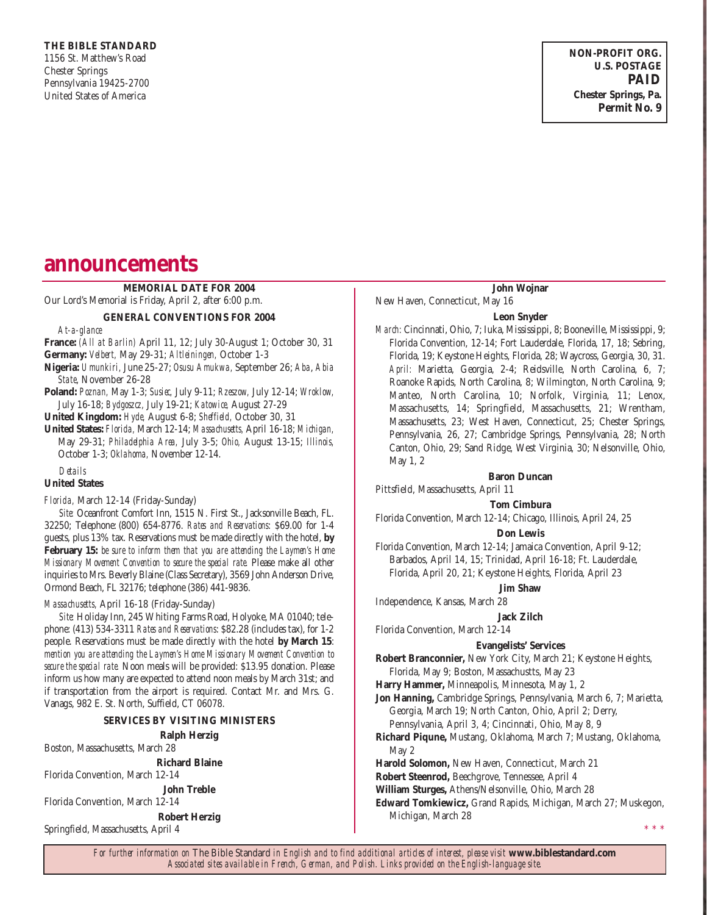**THE BIBLE STANDARD**
1156 St. Matthew's Road
Chester Springs
Pennsylvania 19425-2700
United States of America

**NON-PROFIT ORG.**
**U.S. POSTAGE**
**PAID**
**Chester Springs, Pa.**
**Permit No. 9**

# announcements

**MEMORIAL DATE FOR 2004**

Our Lord's Memorial is Friday, April 2, after 6:00 p.m.

**GENERAL CONVENTIONS FOR 2004**

*At-a-glance*

**France:** *(All at Barlin)* April 11, 12; July 30-August 1; October 30, 31

**Germany:** *Velbert,* May 29-31; *Altleiningen,* October 1-3

**Nigeria:** *Umunkiri,* June 25-27; *Osusu Amukwa,* September 26; *Aba, Abia State,* November 26-28

**Poland:** *Poznan,* May 1-3; *Susiec,* July 9-11; *Rzeszow,* July 12-14; *Wroklow,* July 16-18; *Bydgoszcz,* July 19-21; *Katowice,* August 27-29

**United Kingdom:** *Hyde,* August 6-8; *Sheffield,* October 30, 31

**United States:** *Florida,* March 12-14; *Massachusetts,* April 16-18; *Michigan,* May 29-31; *Philadelphia Area,* July 3-5; *Ohio,* August 13-15; *Illinois,* October 1-3; *Oklahoma,* November 12-14.

*Details*

**United States**

*Florida,* March 12-14 (Friday-Sunday)

*Site:* Oceanfront Comfort Inn, 1515 N. First St., Jacksonville Beach, FL. 32250; Telephone: (800) 654-8776. *Rates and Reservations:* $69.00 for 1-4 guests, plus 13% tax. Reservations must be made directly with the hotel, **by February 15:** *be sure to inform them that you are attending the Laymen's Home Missionary Movement Convention to secure the special rate.* Please make all other inquiries to Mrs. Beverly Blaine (Class Secretary), 3569 John Anderson Drive, Ormond Beach, FL 32176; telephone (386) 441-9836.

*Massachusetts,* April 16-18 (Friday-Sunday)

*Site:* Holiday Inn, 245 Whiting Farms Road, Holyoke, MA 01040; telephone: (413) 534-3311 *Rates and Reservations:* $82.28 (includes tax), for 1-2 people. Reservations must be made directly with the hotel **by March 15**: *mention you are attending the Laymen's Home Missionary Movement Convention to secure the special rate.* Noon meals will be provided: $13.95 donation. Please inform us how many are expected to attend noon meals by March 31st; and if transportation from the airport is required. Contact Mr. and Mrs. G. Vanags, 982 E. St. North, Suffield, CT 06078.

**SERVICES BY VISITING MINISTERS**

**Ralph Herzig**

Boston, Massachusetts, March 28

**Richard Blaine**

Florida Convention, March 12-14

**John Treble**

Florida Convention, March 12-14

**Robert Herzig**

Springfield, Massachusetts, April 4

**John Wojnar**

New Haven, Connecticut, May 16

**Leon Snyder**

*March:* Cincinnati, Ohio, 7; Iuka, Mississippi, 8; Booneville, Mississippi, 9; Florida Convention, 12-14; Fort Lauderdale, Florida, 17, 18; Sebring, Florida, 19; Keystone Heights, Florida, 28; Waycross, Georgia, 30, 31. *April:* Marietta, Georgia, 2-4; Reidsville, North Carolina, 6, 7; Roanoke Rapids, North Carolina, 8; Wilmington, North Carolina, 9; Manteo, North Carolina, 10; Norfolk, Virginia, 11; Lenox, Massachusetts, 14; Springfield, Massachusetts, 21; Wrentham, Massachusetts, 23; West Haven, Connecticut, 25; Chester Springs, Pennsylvania, 26, 27; Cambridge Springs, Pennsylvania, 28; North Canton, Ohio, 29; Sand Ridge, West Virginia, 30; Nelsonville, Ohio, May 1, 2

**Baron Duncan**

Pittsfield, Massachusetts, April 11

**Tom Cimbura**

Florida Convention, March 12-14; Chicago, Illinois, April 24, 25

**Don Lewis**

Florida Convention, March 12-14; Jamaica Convention, April 9-12; Barbados, April 14, 15; Trinidad, April 16-18; Ft. Lauderdale, Florida, April 20, 21; Keystone Heights, Florida, April 23

**Jim Shaw**

Independence, Kansas, March 28

**Jack Zilch**

Florida Convention, March 12-14

**Evangelists' Services**

**Robert Branconnier,** New York City, March 21; Keystone Heights, Florida, May 9; Boston, Massachustts, May 23

**Harry Hammer,** Minneapolis, Minnesota, May 1, 2

**Jon Hanning,** Cambridge Springs, Pennsylvania, March 6, 7; Marietta, Georgia, March 19; North Canton, Ohio, April 2; Derry, Pennsylvania, April 3, 4; Cincinnati, Ohio, May 8, 9

**Richard Piqune,** Mustang, Oklahoma, March 7; Mustang, Oklahoma, May 2

**Harold Solomon,** New Haven, Connecticut, March 21

**Robert Steenrod,** Beechgrove, Tennessee, April 4

**William Sturges,** Athens/Nelsonville, Ohio, March 28

**Edward Tomkiewicz,** Grand Rapids, Michigan, March 27; Muskegon, Michigan, March 28

\* \* \*

*For further information on* The Bible Standard *in English and to find additional articles of interest, please visit* **www.biblestandard.com**
*Associated sites available in French, German, and Polish. Links provided on the English-language site.*